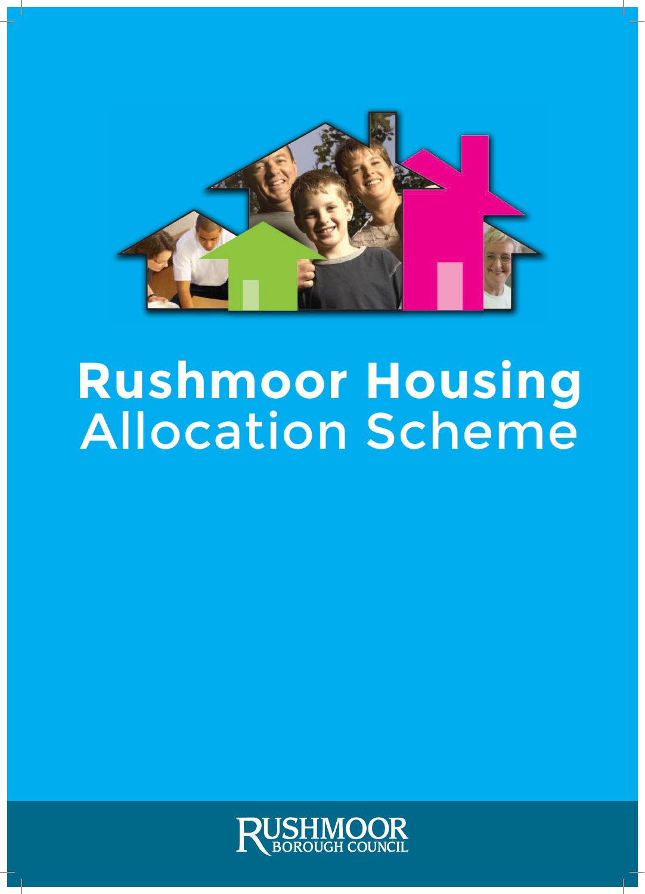# Rushmoor Housing Allocation Scheme

RUSHMOOR BOROUGH COUNCIL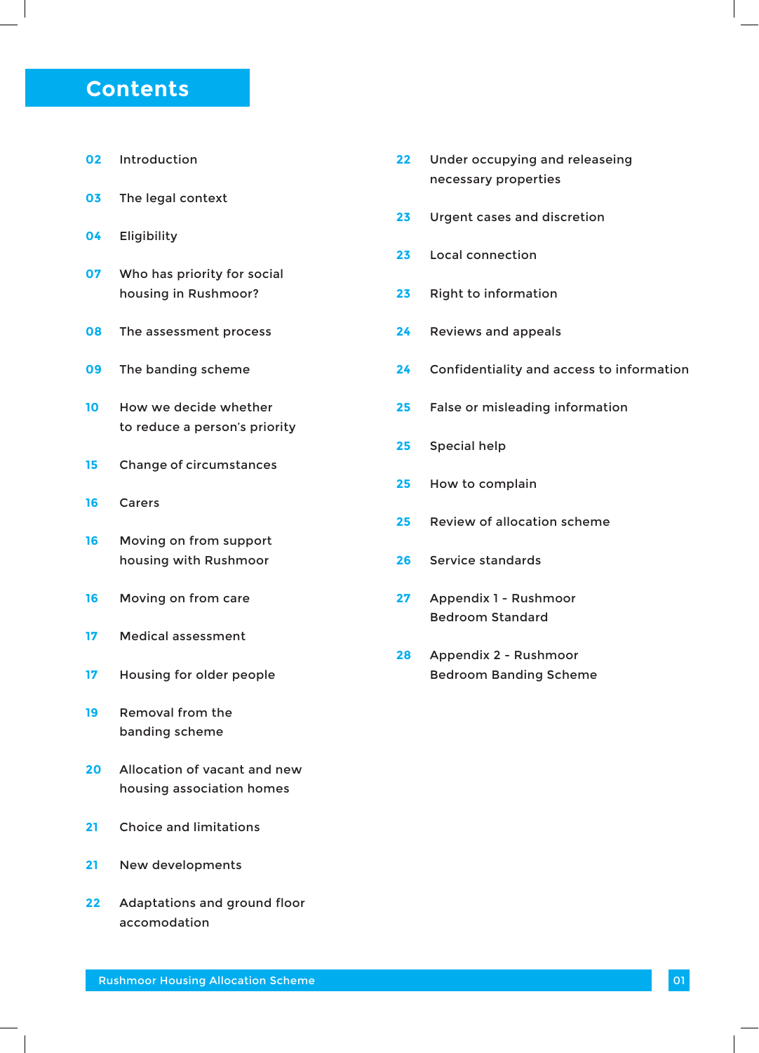# Contents

| Page | Section |
| --- | --- |
| 02 | Introduction |
| 03 | The legal context |
| 04 | Eligibility |
| 07 | Who has priority for social housing in Rushmoor? |
| 08 | The assessment process |
| 09 | The banding scheme |
| 10 | How we decide whether to reduce a person's priority |
| 15 | Change of circumstances |
| 16 | Carers |
| 16 | Moving on from support housing with Rushmoor |
| 16 | Moving on from care |
| 17 | Medical assessment |
| 17 | Housing for older people |
| 19 | Removal from the banding scheme |
| 20 | Allocation of vacant and new housing association homes |
| 21 | Choice and limitations |
| 21 | New developments |
| 22 | Adaptations and ground floor accomodation |
| 22 | Under occupying and releaseing necessary properties |
| 23 | Urgent cases and discretion |
| 23 | Local connection |
| 23 | Right to information |
| 24 | Reviews and appeals |
| 24 | Confidentiality and access to information |
| 25 | False or misleading information |
| 25 | Special help |
| 25 | How to complain |
| 25 | Review of allocation scheme |
| 26 | Service standards |
| 27 | Appendix 1 - Rushmoor Bedroom Standard |
| 28 | Appendix 2 - Rushmoor Bedroom Banding Scheme |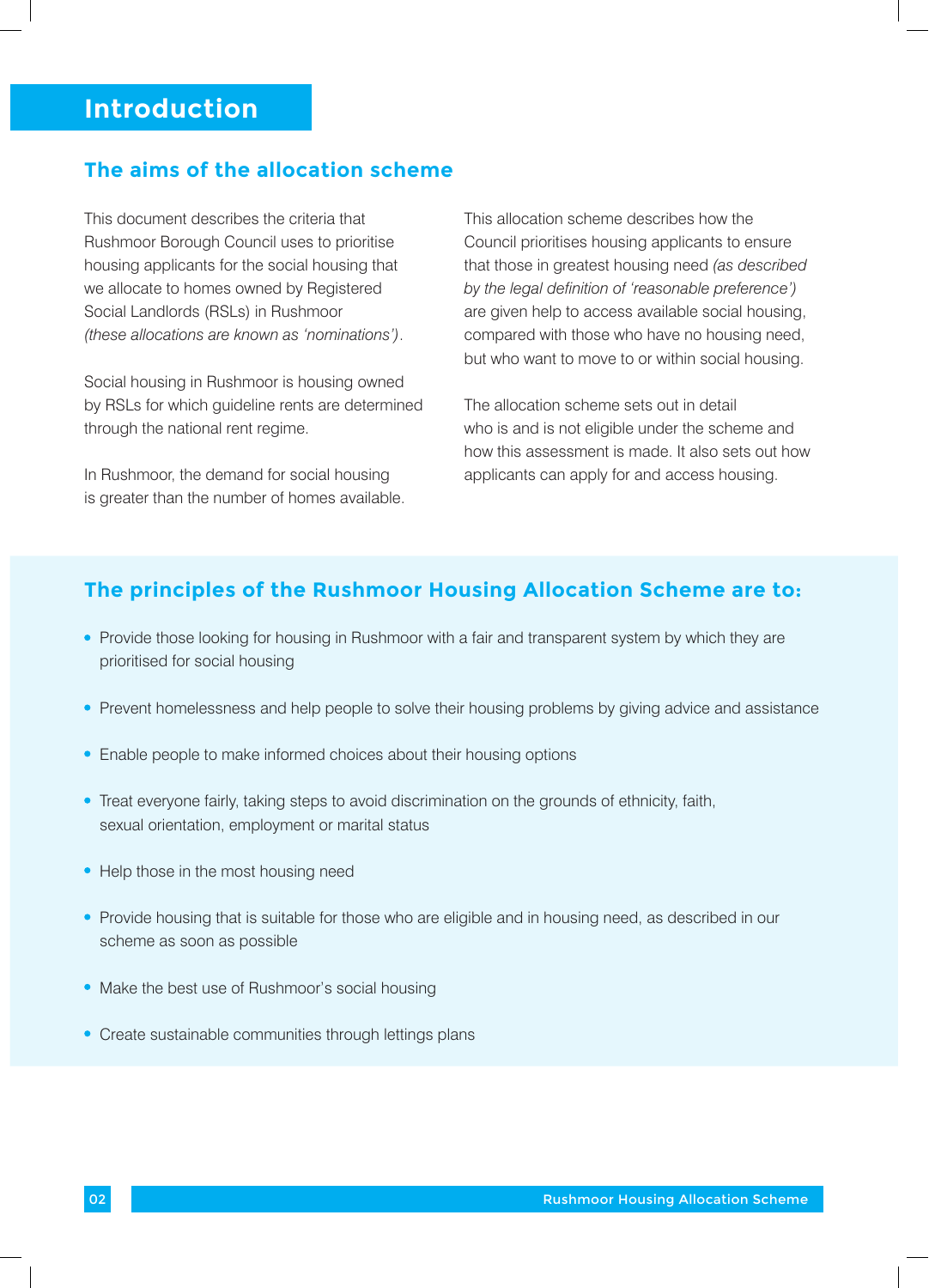# Introduction

## The aims of the allocation scheme

This document describes the criteria that Rushmoor Borough Council uses to prioritise housing applicants for the social housing that we allocate to homes owned by Registered Social Landlords (RSLs) in Rushmoor *(these allocations are known as 'nominations')*.

Social housing in Rushmoor is housing owned by RSLs for which guideline rents are determined through the national rent regime.

In Rushmoor, the demand for social housing is greater than the number of homes available.

This allocation scheme describes how the Council prioritises housing applicants to ensure that those in greatest housing need *(as described by the legal definition of 'reasonable preference')* are given help to access available social housing, compared with those who have no housing need, but who want to move to or within social housing.

The allocation scheme sets out in detail who is and is not eligible under the scheme and how this assessment is made. It also sets out how applicants can apply for and access housing.

## The principles of the Rushmoor Housing Allocation Scheme are to:

- Provide those looking for housing in Rushmoor with a fair and transparent system by which they are prioritised for social housing
- Prevent homelessness and help people to solve their housing problems by giving advice and assistance
- Enable people to make informed choices about their housing options
- Treat everyone fairly, taking steps to avoid discrimination on the grounds of ethnicity, faith, sexual orientation, employment or marital status
- Help those in the most housing need
- Provide housing that is suitable for those who are eligible and in housing need, as described in our scheme as soon as possible
- Make the best use of Rushmoor's social housing
- Create sustainable communities through lettings plans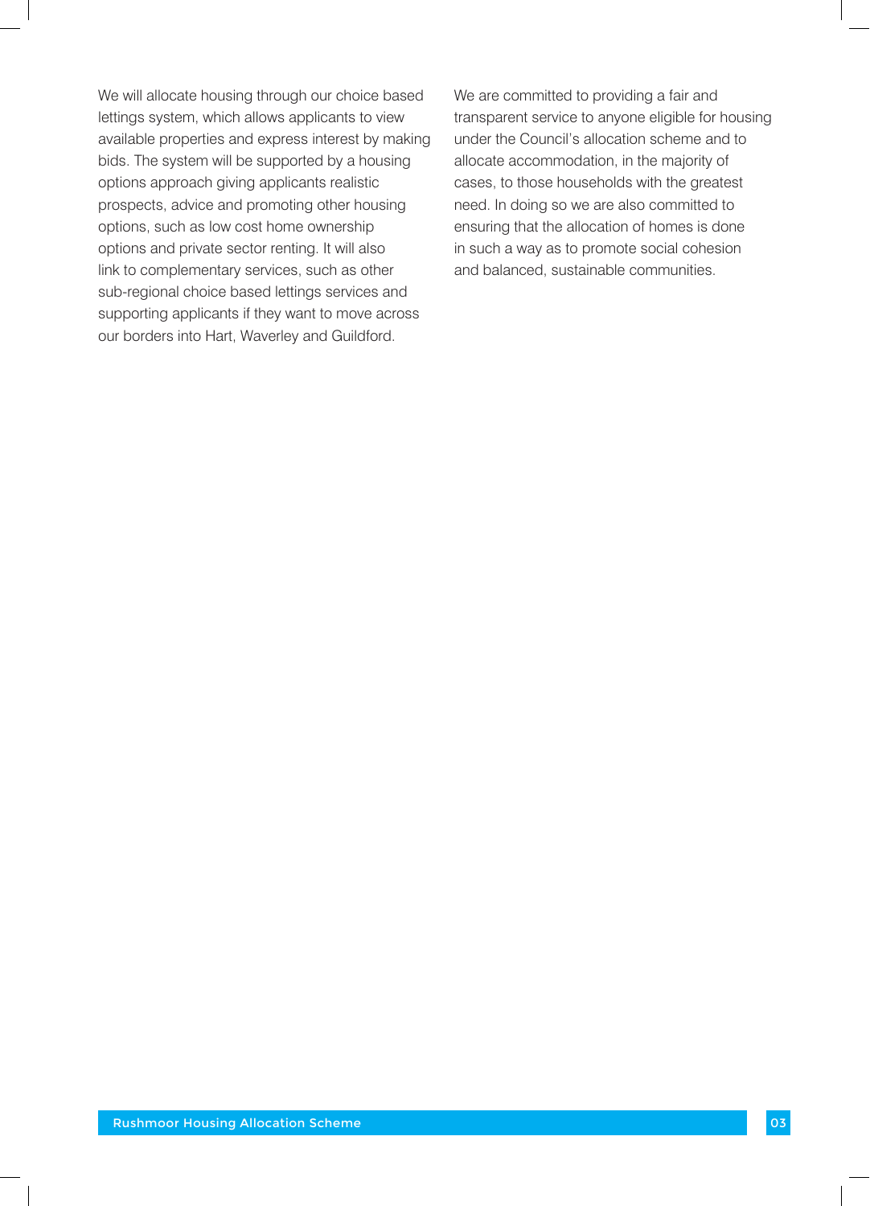We will allocate housing through our choice based lettings system, which allows applicants to view available properties and express interest by making bids. The system will be supported by a housing options approach giving applicants realistic prospects, advice and promoting other housing options, such as low cost home ownership options and private sector renting. It will also link to complementary services, such as other sub-regional choice based lettings services and supporting applicants if they want to move across our borders into Hart, Waverley and Guildford.

We are committed to providing a fair and transparent service to anyone eligible for housing under the Council's allocation scheme and to allocate accommodation, in the majority of cases, to those households with the greatest need. In doing so we are also committed to ensuring that the allocation of homes is done in such a way as to promote social cohesion and balanced, sustainable communities.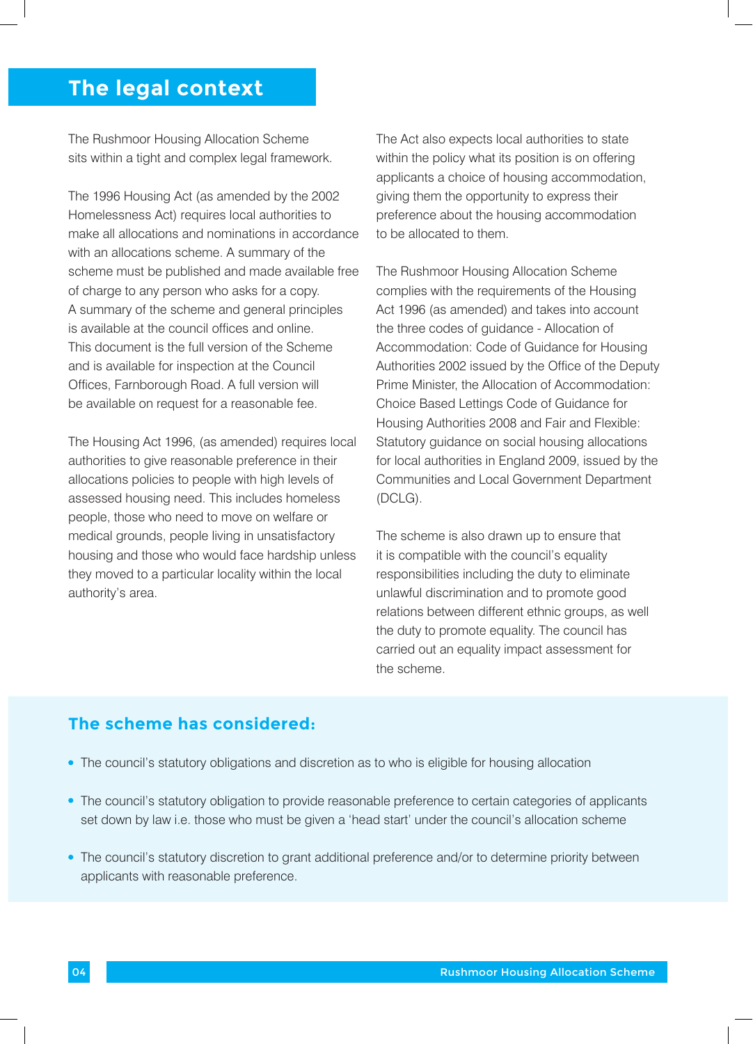# The legal context

The Rushmoor Housing Allocation Scheme sits within a tight and complex legal framework.

The 1996 Housing Act (as amended by the 2002 Homelessness Act) requires local authorities to make all allocations and nominations in accordance with an allocations scheme. A summary of the scheme must be published and made available free of charge to any person who asks for a copy. A summary of the scheme and general principles is available at the council offices and online. This document is the full version of the Scheme and is available for inspection at the Council Offices, Farnborough Road. A full version will be available on request for a reasonable fee.

The Housing Act 1996, (as amended) requires local authorities to give reasonable preference in their allocations policies to people with high levels of assessed housing need. This includes homeless people, those who need to move on welfare or medical grounds, people living in unsatisfactory housing and those who would face hardship unless they moved to a particular locality within the local authority's area.

The Act also expects local authorities to state within the policy what its position is on offering applicants a choice of housing accommodation, giving them the opportunity to express their preference about the housing accommodation to be allocated to them.

The Rushmoor Housing Allocation Scheme complies with the requirements of the Housing Act 1996 (as amended) and takes into account the three codes of guidance - Allocation of Accommodation: Code of Guidance for Housing Authorities 2002 issued by the Office of the Deputy Prime Minister, the Allocation of Accommodation: Choice Based Lettings Code of Guidance for Housing Authorities 2008 and Fair and Flexible: Statutory guidance on social housing allocations for local authorities in England 2009, issued by the Communities and Local Government Department (DCLG).

The scheme is also drawn up to ensure that it is compatible with the council's equality responsibilities including the duty to eliminate unlawful discrimination and to promote good relations between different ethnic groups, as well the duty to promote equality. The council has carried out an equality impact assessment for the scheme.

## The scheme has considered:

- The council's statutory obligations and discretion as to who is eligible for housing allocation
- The council's statutory obligation to provide reasonable preference to certain categories of applicants set down by law i.e. those who must be given a 'head start' under the council's allocation scheme
- The council's statutory discretion to grant additional preference and/or to determine priority between applicants with reasonable preference.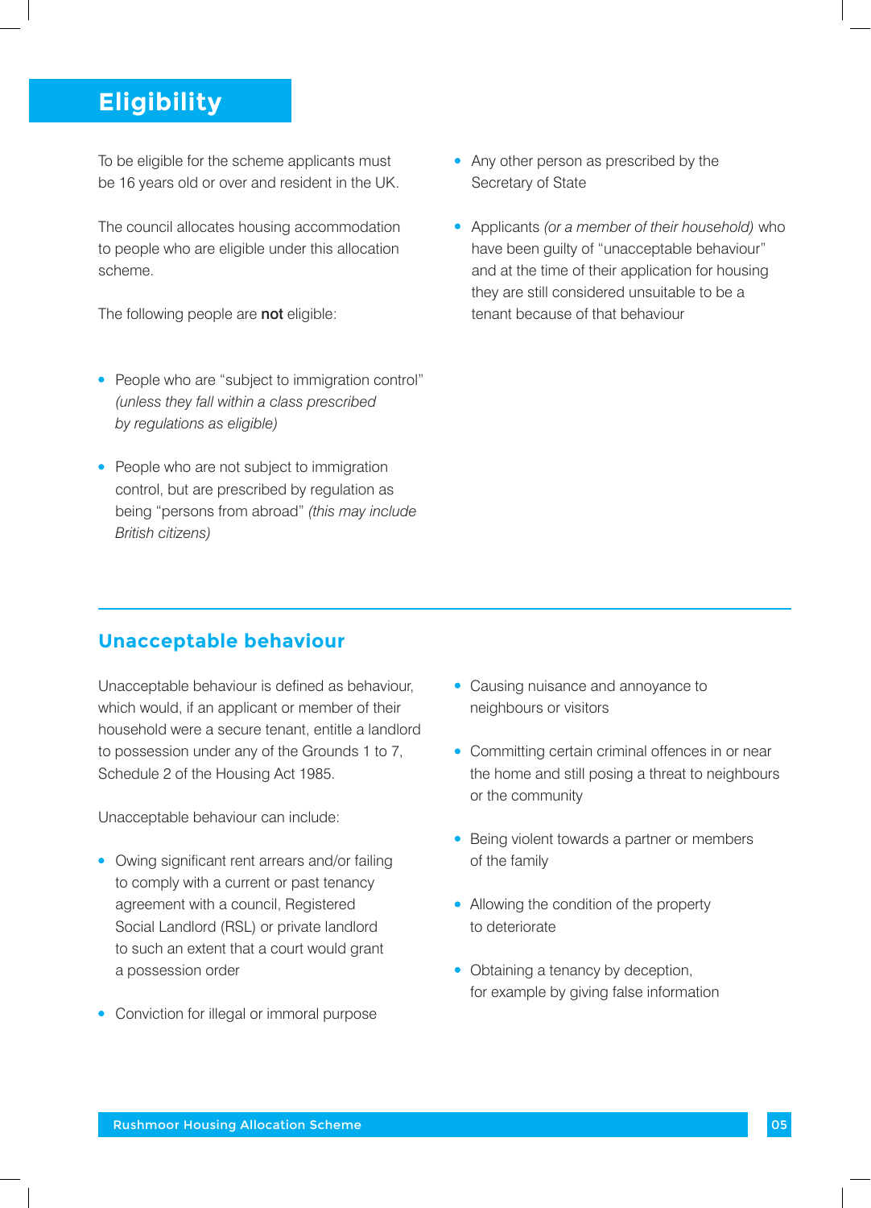## Eligibility

To be eligible for the scheme applicants must be 16 years old or over and resident in the UK.

The council allocates housing accommodation to people who are eligible under this allocation scheme.

The following people are **not** eligible:

- People who are "subject to immigration control" *(unless they fall within a class prescribed by regulations as eligible)*
- People who are not subject to immigration control, but are prescribed by regulation as being "persons from abroad" *(this may include British citizens)*
- Any other person as prescribed by the Secretary of State
- Applicants *(or a member of their household)* who have been guilty of "unacceptable behaviour" and at the time of their application for housing they are still considered unsuitable to be a tenant because of that behaviour

## Unacceptable behaviour

Unacceptable behaviour is defined as behaviour, which would, if an applicant or member of their household were a secure tenant, entitle a landlord to possession under any of the Grounds 1 to 7, Schedule 2 of the Housing Act 1985.

Unacceptable behaviour can include:

- Owing significant rent arrears and/or failing to comply with a current or past tenancy agreement with a council, Registered Social Landlord (RSL) or private landlord to such an extent that a court would grant a possession order
- Conviction for illegal or immoral purpose
- Causing nuisance and annoyance to neighbours or visitors
- Committing certain criminal offences in or near the home and still posing a threat to neighbours or the community
- Being violent towards a partner or members of the family
- Allowing the condition of the property to deteriorate
- Obtaining a tenancy by deception, for example by giving false information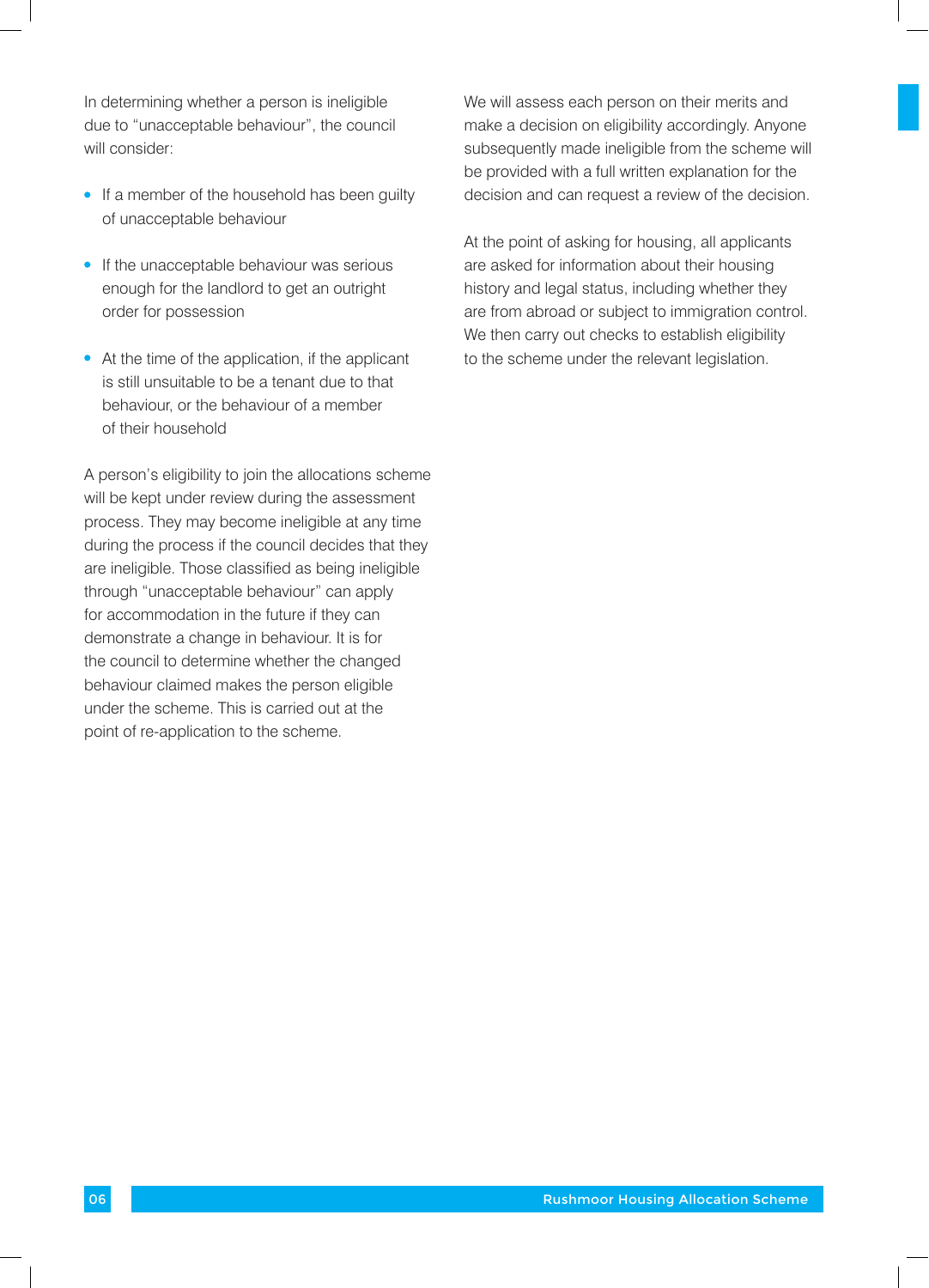In determining whether a person is ineligible due to "unacceptable behaviour", the council will consider:

- If a member of the household has been guilty of unacceptable behaviour
- If the unacceptable behaviour was serious enough for the landlord to get an outright order for possession
- At the time of the application, if the applicant is still unsuitable to be a tenant due to that behaviour, or the behaviour of a member of their household

A person's eligibility to join the allocations scheme will be kept under review during the assessment process. They may become ineligible at any time during the process if the council decides that they are ineligible. Those classified as being ineligible through "unacceptable behaviour" can apply for accommodation in the future if they can demonstrate a change in behaviour. It is for the council to determine whether the changed behaviour claimed makes the person eligible under the scheme. This is carried out at the point of re-application to the scheme.

We will assess each person on their merits and make a decision on eligibility accordingly. Anyone subsequently made ineligible from the scheme will be provided with a full written explanation for the decision and can request a review of the decision.

At the point of asking for housing, all applicants are asked for information about their housing history and legal status, including whether they are from abroad or subject to immigration control. We then carry out checks to establish eligibility to the scheme under the relevant legislation.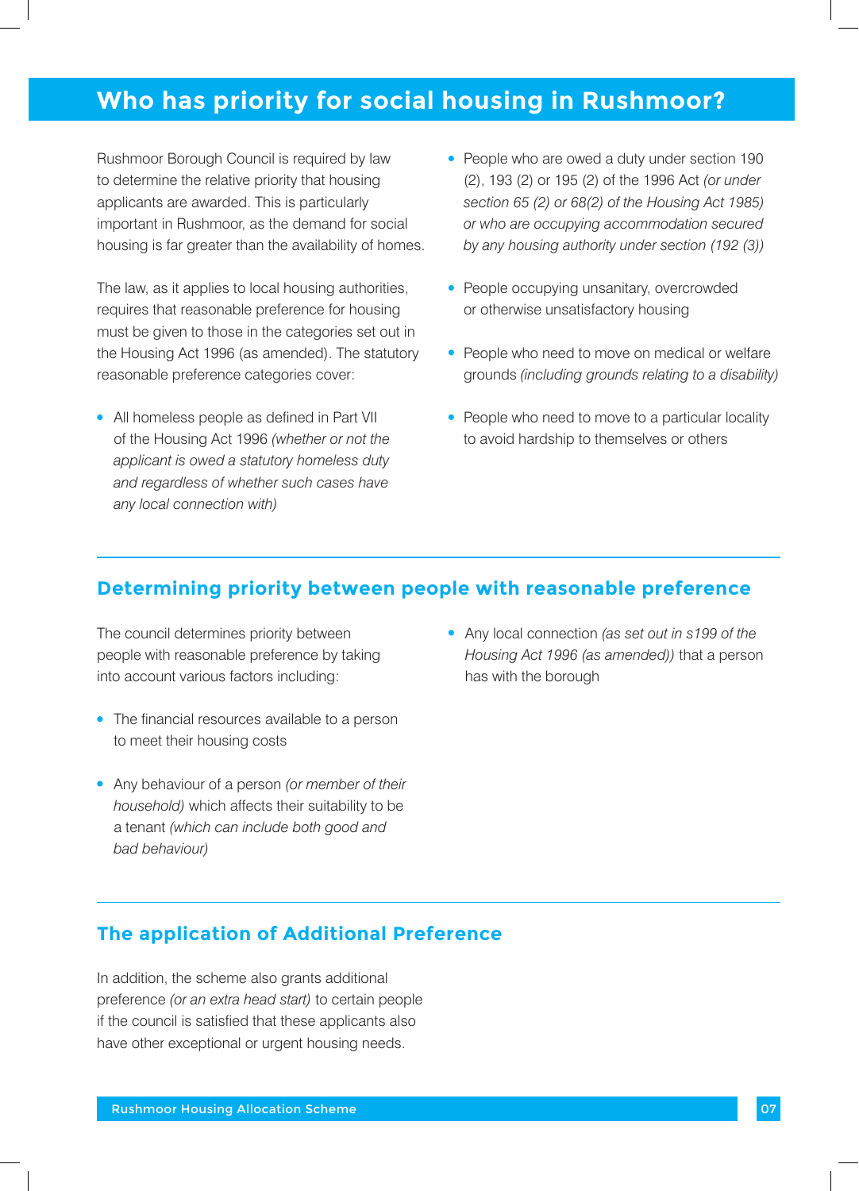# Who has priority for social housing in Rushmoor?

Rushmoor Borough Council is required by law to determine the relative priority that housing applicants are awarded. This is particularly important in Rushmoor, as the demand for social housing is far greater than the availability of homes.

The law, as it applies to local housing authorities, requires that reasonable preference for housing must be given to those in the categories set out in the Housing Act 1996 (as amended). The statutory reasonable preference categories cover:

- All homeless people as defined in Part VII of the Housing Act 1996 *(whether or not the applicant is owed a statutory homeless duty and regardless of whether such cases have any local connection with)*
- People who are owed a duty under section 190 (2), 193 (2) or 195 (2) of the 1996 Act *(or under section 65 (2) or 68(2) of the Housing Act 1985) or who are occupying accommodation secured by any housing authority under section (192 (3))*
- People occupying unsanitary, overcrowded or otherwise unsatisfactory housing
- People who need to move on medical or welfare grounds *(including grounds relating to a disability)*
- People who need to move to a particular locality to avoid hardship to themselves or others

## Determining priority between people with reasonable preference

The council determines priority between people with reasonable preference by taking into account various factors including:

- The financial resources available to a person to meet their housing costs
- Any behaviour of a person *(or member of their household)* which affects their suitability to be a tenant *(which can include both good and bad behaviour)*
- Any local connection *(as set out in s199 of the Housing Act 1996 (as amended))* that a person has with the borough

## The application of Additional Preference

In addition, the scheme also grants additional preference *(or an extra head start)* to certain people if the council is satisfied that these applicants also have other exceptional or urgent housing needs.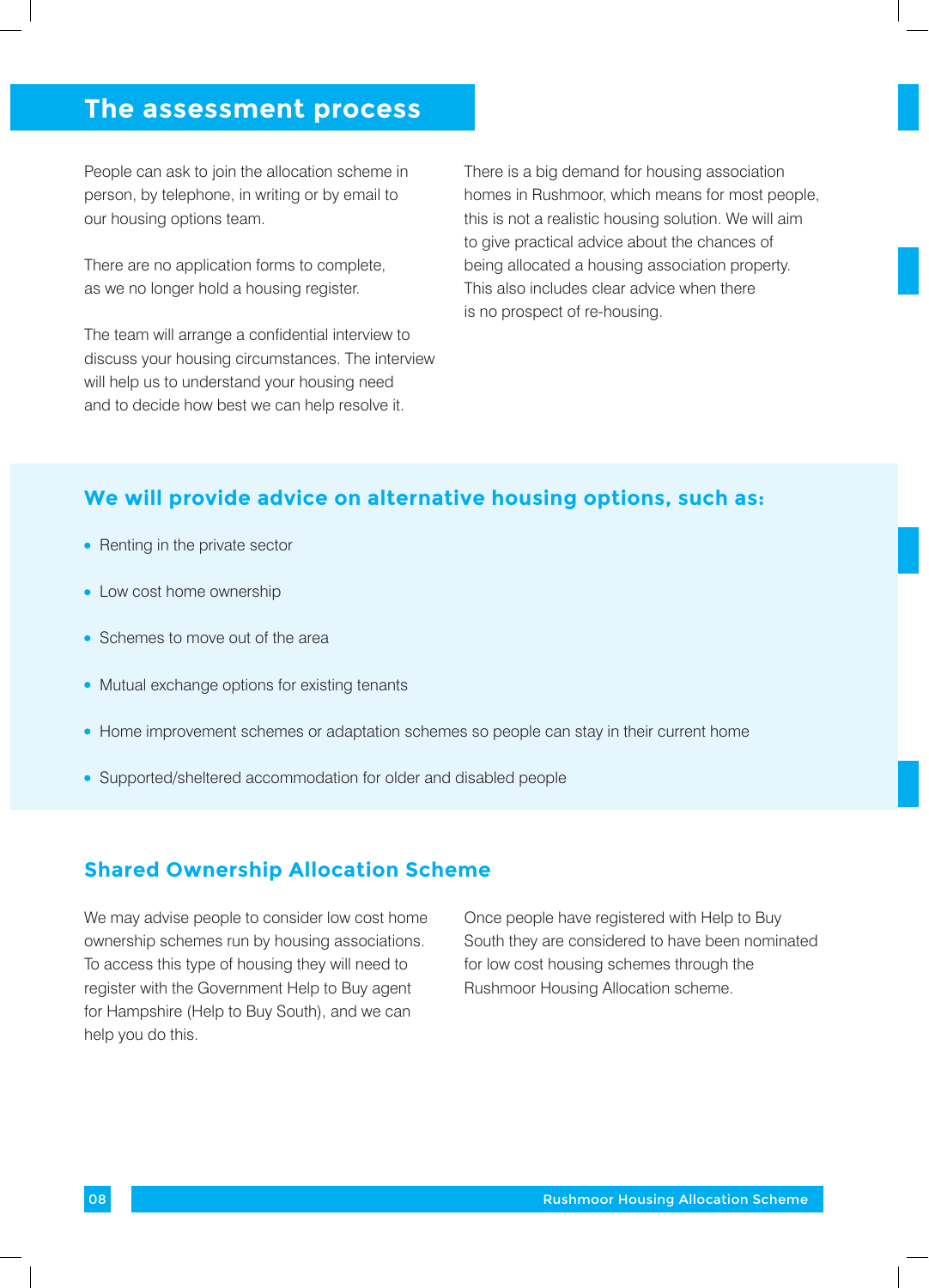## The assessment process

People can ask to join the allocation scheme in person, by telephone, in writing or by email to our housing options team.

There are no application forms to complete, as we no longer hold a housing register.

The team will arrange a confidential interview to discuss your housing circumstances. The interview will help us to understand your housing need and to decide how best we can help resolve it.

There is a big demand for housing association homes in Rushmoor, which means for most people, this is not a realistic housing solution. We will aim to give practical advice about the chances of being allocated a housing association property. This also includes clear advice when there is no prospect of re-housing.

### We will provide advice on alternative housing options, such as:

- Renting in the private sector
- Low cost home ownership
- Schemes to move out of the area
- Mutual exchange options for existing tenants
- Home improvement schemes or adaptation schemes so people can stay in their current home
- Supported/sheltered accommodation for older and disabled people

### Shared Ownership Allocation Scheme

We may advise people to consider low cost home ownership schemes run by housing associations. To access this type of housing they will need to register with the Government Help to Buy agent for Hampshire (Help to Buy South), and we can help you do this.

Once people have registered with Help to Buy South they are considered to have been nominated for low cost housing schemes through the Rushmoor Housing Allocation scheme.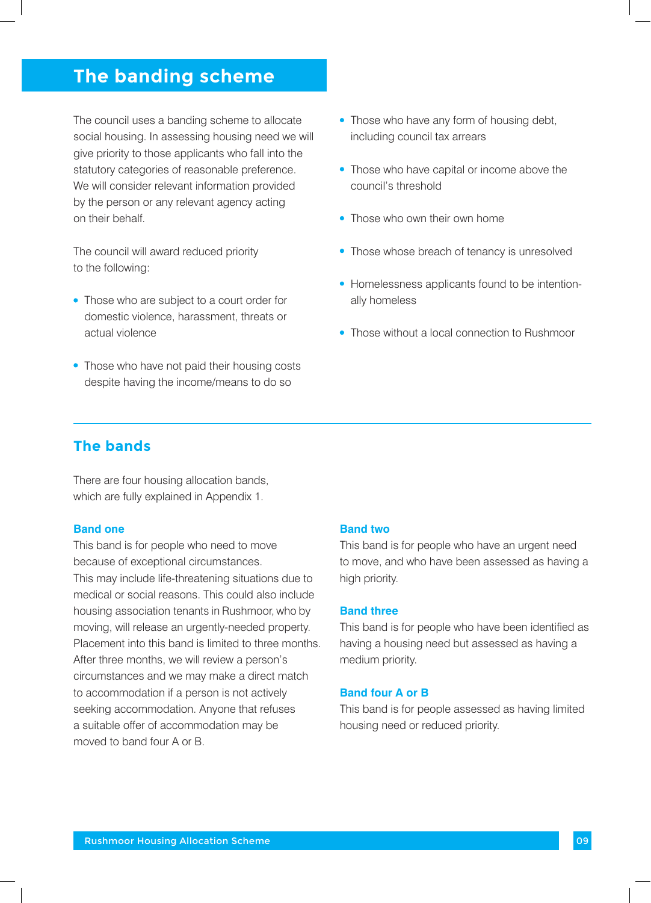# The banding scheme

The council uses a banding scheme to allocate social housing. In assessing housing need we will give priority to those applicants who fall into the statutory categories of reasonable preference. We will consider relevant information provided by the person or any relevant agency acting on their behalf.

The council will award reduced priority to the following:

- Those who are subject to a court order for domestic violence, harassment, threats or actual violence
- Those who have not paid their housing costs despite having the income/means to do so
- Those who have any form of housing debt, including council tax arrears
- Those who have capital or income above the council's threshold
- Those who own their own home
- Those whose breach of tenancy is unresolved
- Homelessness applicants found to be intentionally homeless
- Those without a local connection to Rushmoor

## The bands

There are four housing allocation bands, which are fully explained in Appendix 1.

### Band one

This band is for people who need to move because of exceptional circumstances. This may include life-threatening situations due to medical or social reasons. This could also include housing association tenants in Rushmoor, who by moving, will release an urgently-needed property. Placement into this band is limited to three months. After three months, we will review a person's circumstances and we may make a direct match to accommodation if a person is not actively seeking accommodation. Anyone that refuses a suitable offer of accommodation may be moved to band four A or B.

### Band two

This band is for people who have an urgent need to move, and who have been assessed as having a high priority.

### Band three

This band is for people who have been identified as having a housing need but assessed as having a medium priority.

### Band four A or B

This band is for people assessed as having limited housing need or reduced priority.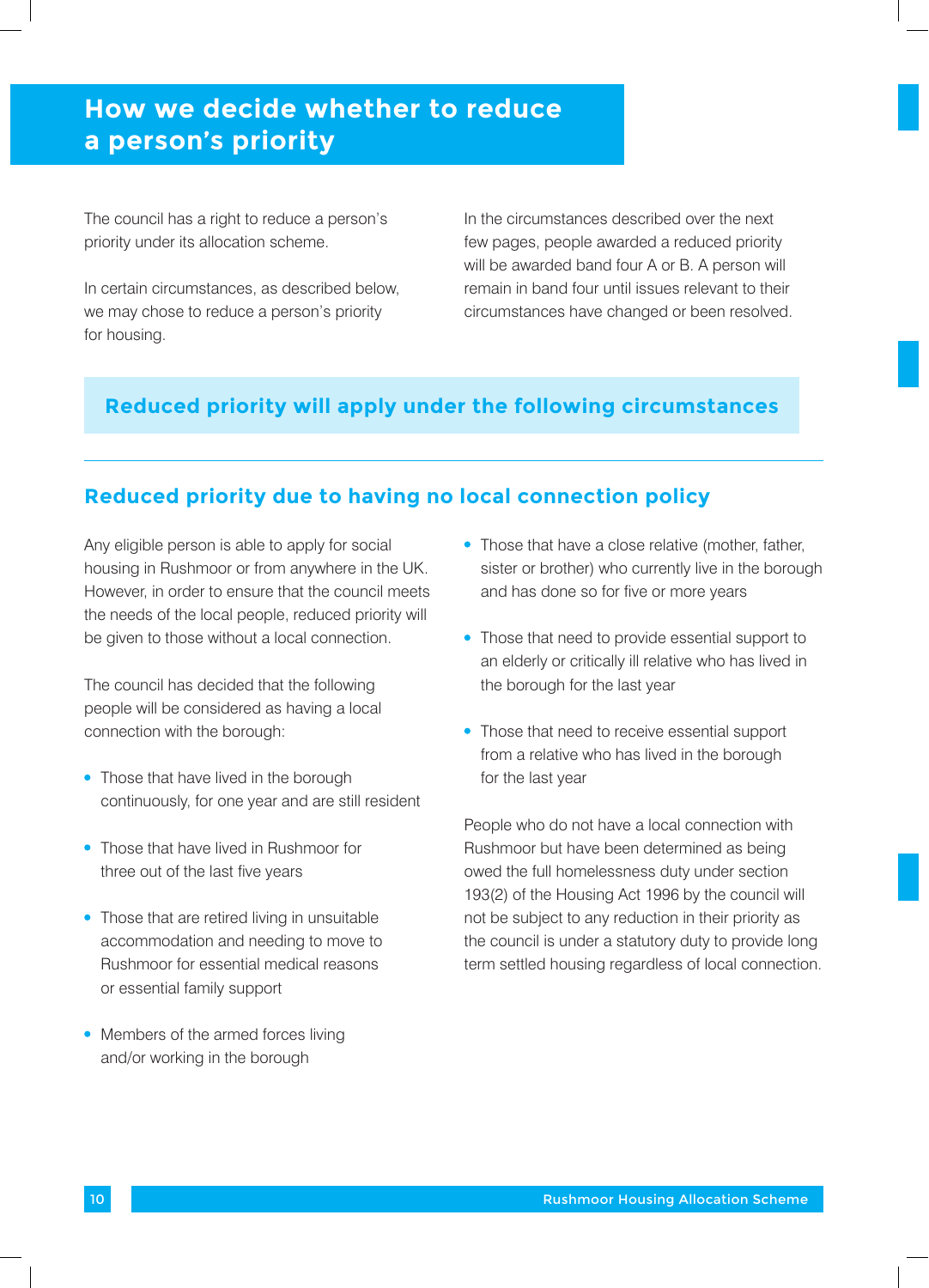# How we decide whether to reduce a person's priority

The council has a right to reduce a person's priority under its allocation scheme.

In certain circumstances, as described below, we may chose to reduce a person's priority for housing.

In the circumstances described over the next few pages, people awarded a reduced priority will be awarded band four A or B. A person will remain in band four until issues relevant to their circumstances have changed or been resolved.

## Reduced priority will apply under the following circumstances

### Reduced priority due to having no local connection policy

Any eligible person is able to apply for social housing in Rushmoor or from anywhere in the UK. However, in order to ensure that the council meets the needs of the local people, reduced priority will be given to those without a local connection.

The council has decided that the following people will be considered as having a local connection with the borough:

- Those that have lived in the borough continuously, for one year and are still resident
- Those that have lived in Rushmoor for three out of the last five years
- Those that are retired living in unsuitable accommodation and needing to move to Rushmoor for essential medical reasons or essential family support
- Members of the armed forces living and/or working in the borough
- Those that have a close relative (mother, father, sister or brother) who currently live in the borough and has done so for five or more years
- Those that need to provide essential support to an elderly or critically ill relative who has lived in the borough for the last year
- Those that need to receive essential support from a relative who has lived in the borough for the last year

People who do not have a local connection with Rushmoor but have been determined as being owed the full homelessness duty under section 193(2) of the Housing Act 1996 by the council will not be subject to any reduction in their priority as the council is under a statutory duty to provide long term settled housing regardless of local connection.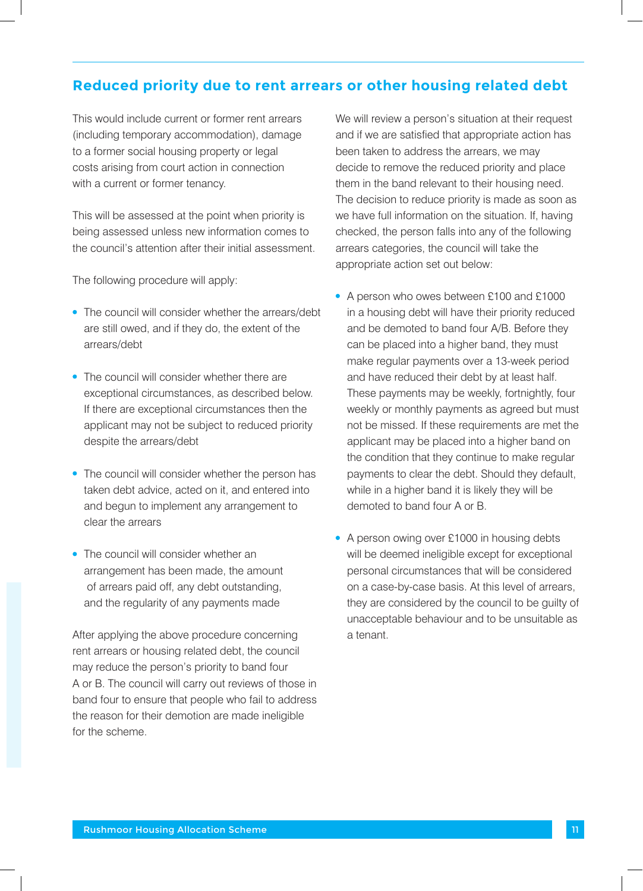## Reduced priority due to rent arrears or other housing related debt

This would include current or former rent arrears (including temporary accommodation), damage to a former social housing property or legal costs arising from court action in connection with a current or former tenancy.

This will be assessed at the point when priority is being assessed unless new information comes to the council's attention after their initial assessment.

The following procedure will apply:

- The council will consider whether the arrears/debt are still owed, and if they do, the extent of the arrears/debt
- The council will consider whether there are exceptional circumstances, as described below. If there are exceptional circumstances then the applicant may not be subject to reduced priority despite the arrears/debt
- The council will consider whether the person has taken debt advice, acted on it, and entered into and begun to implement any arrangement to clear the arrears
- The council will consider whether an arrangement has been made, the amount of arrears paid off, any debt outstanding, and the regularity of any payments made

After applying the above procedure concerning rent arrears or housing related debt, the council may reduce the person's priority to band four A or B. The council will carry out reviews of those in band four to ensure that people who fail to address the reason for their demotion are made ineligible for the scheme.

We will review a person's situation at their request and if we are satisfied that appropriate action has been taken to address the arrears, we may decide to remove the reduced priority and place them in the band relevant to their housing need. The decision to reduce priority is made as soon as we have full information on the situation. If, having checked, the person falls into any of the following arrears categories, the council will take the appropriate action set out below:

- A person who owes between £100 and £1000 in a housing debt will have their priority reduced and be demoted to band four A/B. Before they can be placed into a higher band, they must make regular payments over a 13-week period and have reduced their debt by at least half. These payments may be weekly, fortnightly, four weekly or monthly payments as agreed but must not be missed. If these requirements are met the applicant may be placed into a higher band on the condition that they continue to make regular payments to clear the debt. Should they default, while in a higher band it is likely they will be demoted to band four A or B.
- A person owing over £1000 in housing debts will be deemed ineligible except for exceptional personal circumstances that will be considered on a case-by-case basis. At this level of arrears, they are considered by the council to be guilty of unacceptable behaviour and to be unsuitable as a tenant.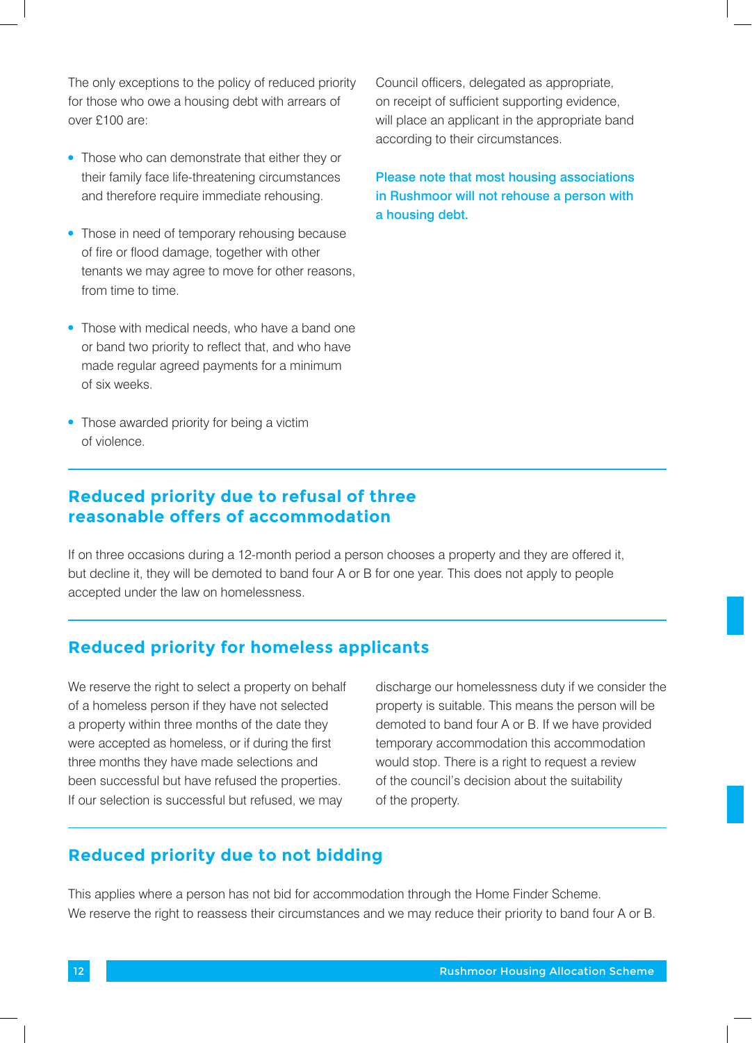The only exceptions to the policy of reduced priority for those who owe a housing debt with arrears of over £100 are:

- Those who can demonstrate that either they or their family face life-threatening circumstances and therefore require immediate rehousing.
- Those in need of temporary rehousing because of fire or flood damage, together with other tenants we may agree to move for other reasons, from time to time.
- Those with medical needs, who have a band one or band two priority to reflect that, and who have made regular agreed payments for a minimum of six weeks.
- Those awarded priority for being a victim of violence.

Council officers, delegated as appropriate, on receipt of sufficient supporting evidence, will place an applicant in the appropriate band according to their circumstances.

**Please note that most housing associations in Rushmoor will not rehouse a person with a housing debt.**

## Reduced priority due to refusal of three reasonable offers of accommodation

If on three occasions during a 12-month period a person chooses a property and they are offered it, but decline it, they will be demoted to band four A or B for one year. This does not apply to people accepted under the law on homelessness.

## Reduced priority for homeless applicants

We reserve the right to select a property on behalf of a homeless person if they have not selected a property within three months of the date they were accepted as homeless, or if during the first three months they have made selections and been successful but have refused the properties. If our selection is successful but refused, we may discharge our homelessness duty if we consider the property is suitable. This means the person will be demoted to band four A or B. If we have provided temporary accommodation this accommodation would stop. There is a right to request a review of the council's decision about the suitability of the property.

## Reduced priority due to not bidding

This applies where a person has not bid for accommodation through the Home Finder Scheme. We reserve the right to reassess their circumstances and we may reduce their priority to band four A or B.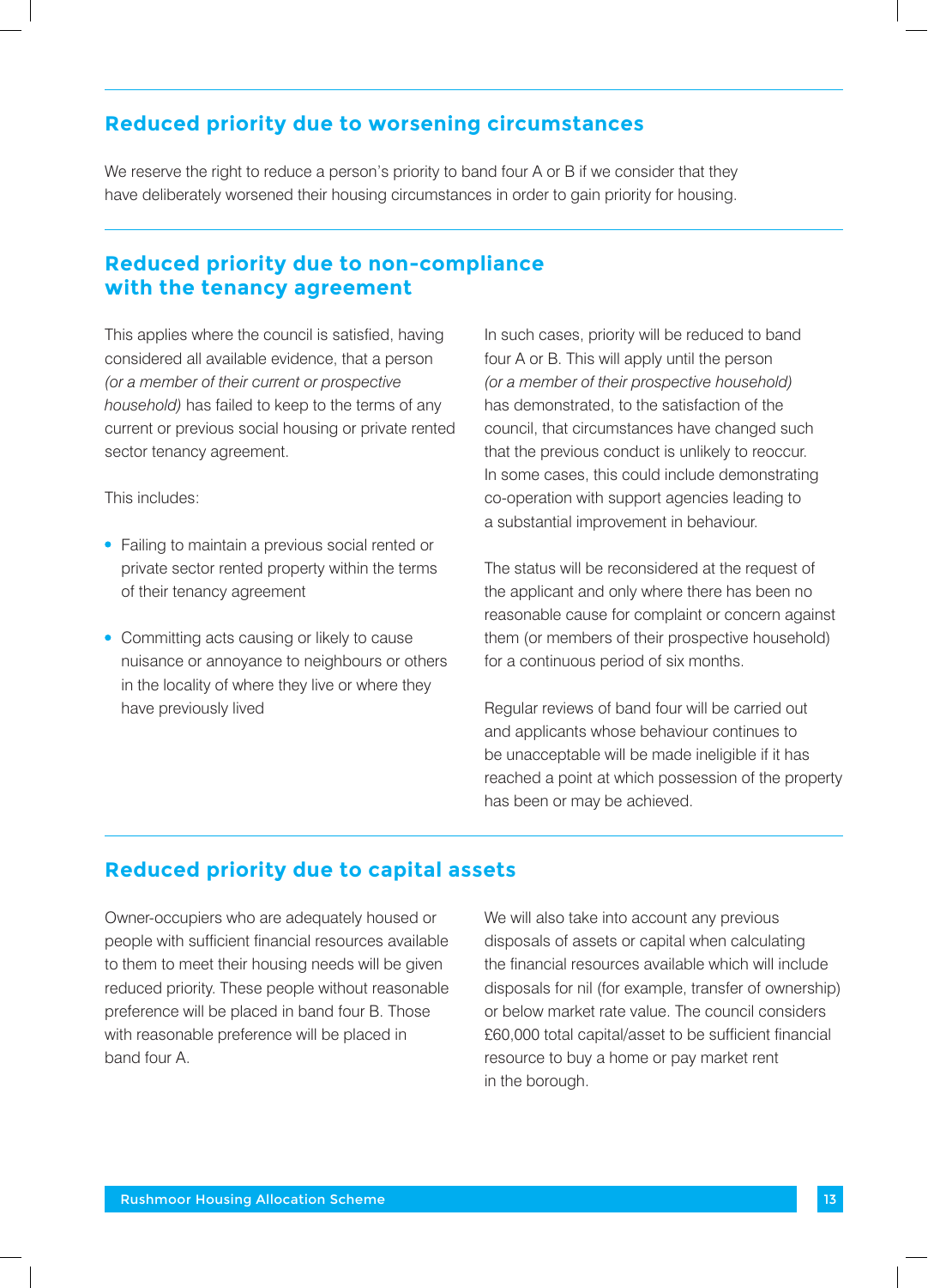## Reduced priority due to worsening circumstances

We reserve the right to reduce a person's priority to band four A or B if we consider that they have deliberately worsened their housing circumstances in order to gain priority for housing.

## Reduced priority due to non-compliance with the tenancy agreement

This applies where the council is satisfied, having considered all available evidence, that a person *(or a member of their current or prospective household)* has failed to keep to the terms of any current or previous social housing or private rented sector tenancy agreement.

This includes:

- Failing to maintain a previous social rented or private sector rented property within the terms of their tenancy agreement
- Committing acts causing or likely to cause nuisance or annoyance to neighbours or others in the locality of where they live or where they have previously lived

In such cases, priority will be reduced to band four A or B. This will apply until the person *(or a member of their prospective household)* has demonstrated, to the satisfaction of the council, that circumstances have changed such that the previous conduct is unlikely to reoccur. In some cases, this could include demonstrating co-operation with support agencies leading to a substantial improvement in behaviour.

The status will be reconsidered at the request of the applicant and only where there has been no reasonable cause for complaint or concern against them (or members of their prospective household) for a continuous period of six months.

Regular reviews of band four will be carried out and applicants whose behaviour continues to be unacceptable will be made ineligible if it has reached a point at which possession of the property has been or may be achieved.

## Reduced priority due to capital assets

Owner-occupiers who are adequately housed or people with sufficient financial resources available to them to meet their housing needs will be given reduced priority. These people without reasonable preference will be placed in band four B. Those with reasonable preference will be placed in band four A.

We will also take into account any previous disposals of assets or capital when calculating the financial resources available which will include disposals for nil (for example, transfer of ownership) or below market rate value. The council considers £60,000 total capital/asset to be sufficient financial resource to buy a home or pay market rent in the borough.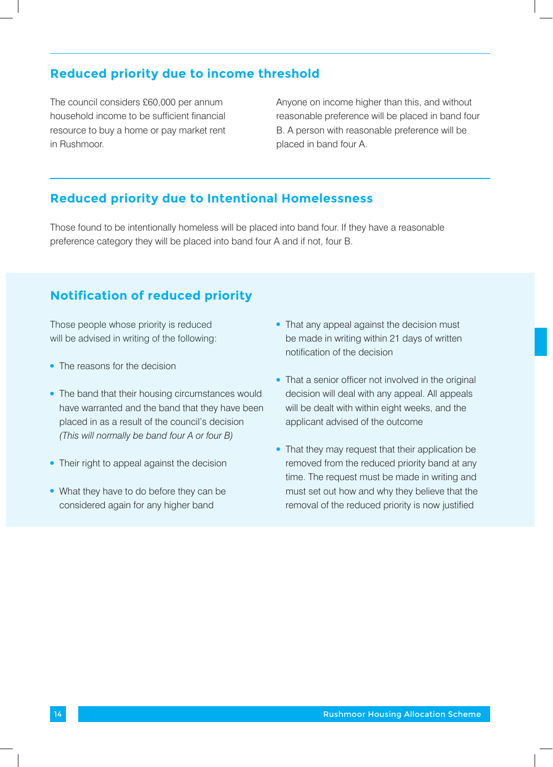## Reduced priority due to income threshold

The council considers £60,000 per annum household income to be sufficient financial resource to buy a home or pay market rent in Rushmoor.

Anyone on income higher than this, and without reasonable preference will be placed in band four B. A person with reasonable preference will be placed in band four A.

## Reduced priority due to Intentional Homelessness

Those found to be intentionally homeless will be placed into band four. If they have a reasonable preference category they will be placed into band four A and if not, four B.

## Notification of reduced priority

Those people whose priority is reduced will be advised in writing of the following:

- The reasons for the decision
- The band that their housing circumstances would have warranted and the band that they have been placed in as a result of the council's decision *(This will normally be band four A or four B)*
- Their right to appeal against the decision
- What they have to do before they can be considered again for any higher band
- That any appeal against the decision must be made in writing within 21 days of written notification of the decision
- That a senior officer not involved in the original decision will deal with any appeal. All appeals will be dealt with within eight weeks, and the applicant advised of the outcome
- That they may request that their application be removed from the reduced priority band at any time. The request must be made in writing and must set out how and why they believe that the removal of the reduced priority is now justified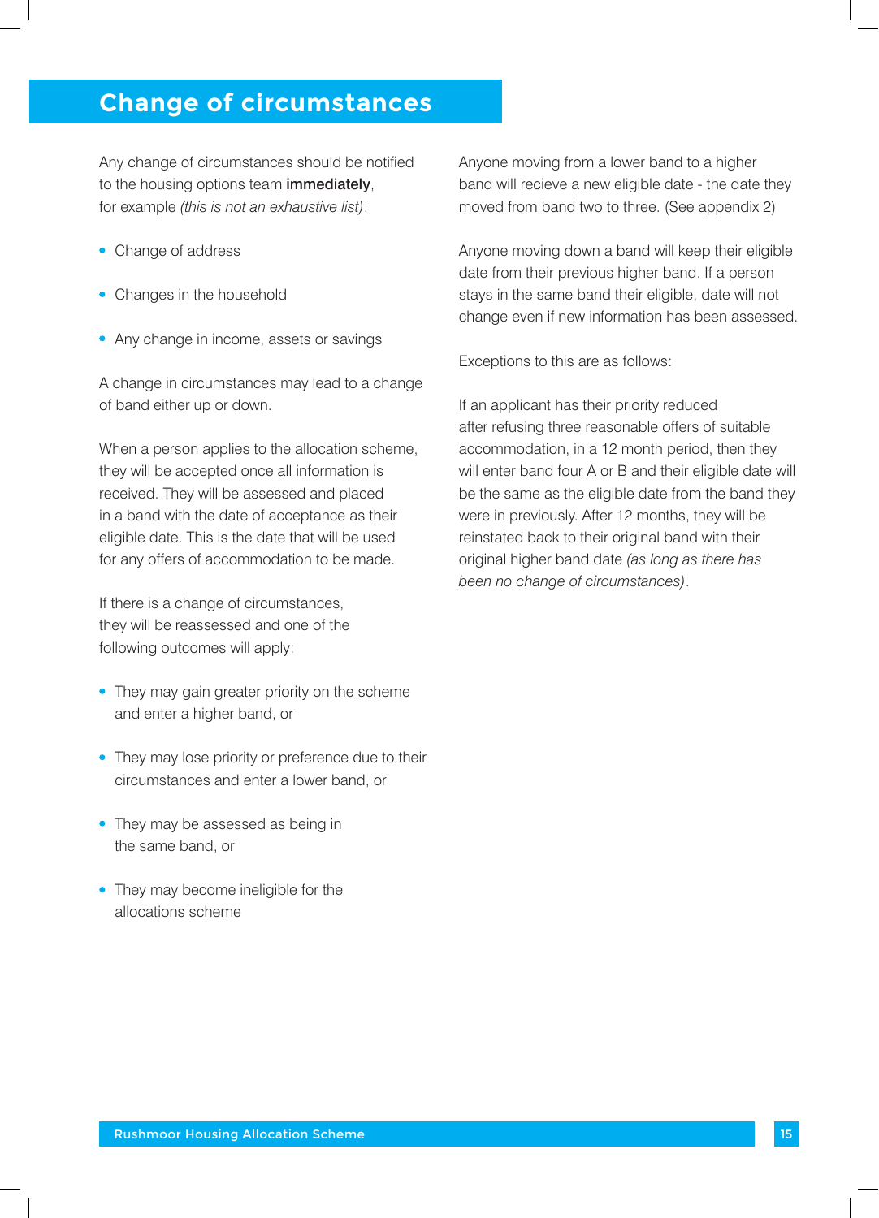# Change of circumstances

Any change of circumstances should be notified to the housing options team **immediately**, for example *(this is not an exhaustive list)*:

- Change of address
- Changes in the household
- Any change in income, assets or savings

A change in circumstances may lead to a change of band either up or down.

When a person applies to the allocation scheme, they will be accepted once all information is received. They will be assessed and placed in a band with the date of acceptance as their eligible date. This is the date that will be used for any offers of accommodation to be made.

If there is a change of circumstances, they will be reassessed and one of the following outcomes will apply:

- They may gain greater priority on the scheme and enter a higher band, or
- They may lose priority or preference due to their circumstances and enter a lower band, or
- They may be assessed as being in the same band, or
- They may become ineligible for the allocations scheme

Anyone moving from a lower band to a higher band will recieve a new eligible date - the date they moved from band two to three. (See appendix 2)

Anyone moving down a band will keep their eligible date from their previous higher band. If a person stays in the same band their eligible, date will not change even if new information has been assessed.

Exceptions to this are as follows:

If an applicant has their priority reduced after refusing three reasonable offers of suitable accommodation, in a 12 month period, then they will enter band four A or B and their eligible date will be the same as the eligible date from the band they were in previously. After 12 months, they will be reinstated back to their original band with their original higher band date *(as long as there has been no change of circumstances)*.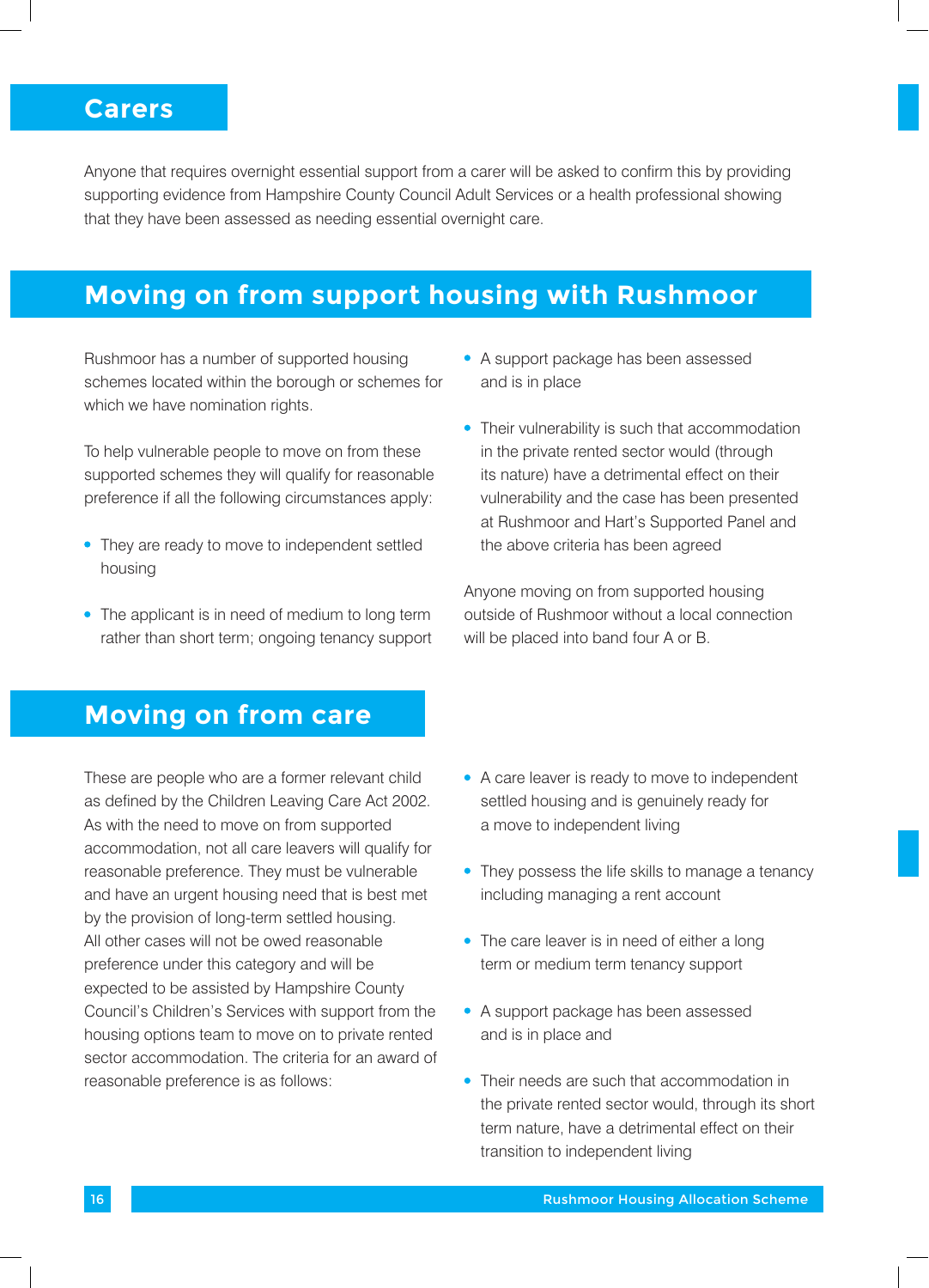## Carers

Anyone that requires overnight essential support from a carer will be asked to confirm this by providing supporting evidence from Hampshire County Council Adult Services or a health professional showing that they have been assessed as needing essential overnight care.

## Moving on from support housing with Rushmoor

Rushmoor has a number of supported housing schemes located within the borough or schemes for which we have nomination rights.

To help vulnerable people to move on from these supported schemes they will qualify for reasonable preference if all the following circumstances apply:

- They are ready to move to independent settled housing
- The applicant is in need of medium to long term rather than short term; ongoing tenancy support
- A support package has been assessed and is in place
- Their vulnerability is such that accommodation in the private rented sector would (through its nature) have a detrimental effect on their vulnerability and the case has been presented at Rushmoor and Hart's Supported Panel and the above criteria has been agreed

Anyone moving on from supported housing outside of Rushmoor without a local connection will be placed into band four A or B.

## Moving on from care

These are people who are a former relevant child as defined by the Children Leaving Care Act 2002. As with the need to move on from supported accommodation, not all care leavers will qualify for reasonable preference. They must be vulnerable and have an urgent housing need that is best met by the provision of long-term settled housing. All other cases will not be owed reasonable preference under this category and will be expected to be assisted by Hampshire County Council's Children's Services with support from the housing options team to move on to private rented sector accommodation. The criteria for an award of reasonable preference is as follows:

- A care leaver is ready to move to independent settled housing and is genuinely ready for a move to independent living
- They possess the life skills to manage a tenancy including managing a rent account
- The care leaver is in need of either a long term or medium term tenancy support
- A support package has been assessed and is in place and
- Their needs are such that accommodation in the private rented sector would, through its short term nature, have a detrimental effect on their transition to independent living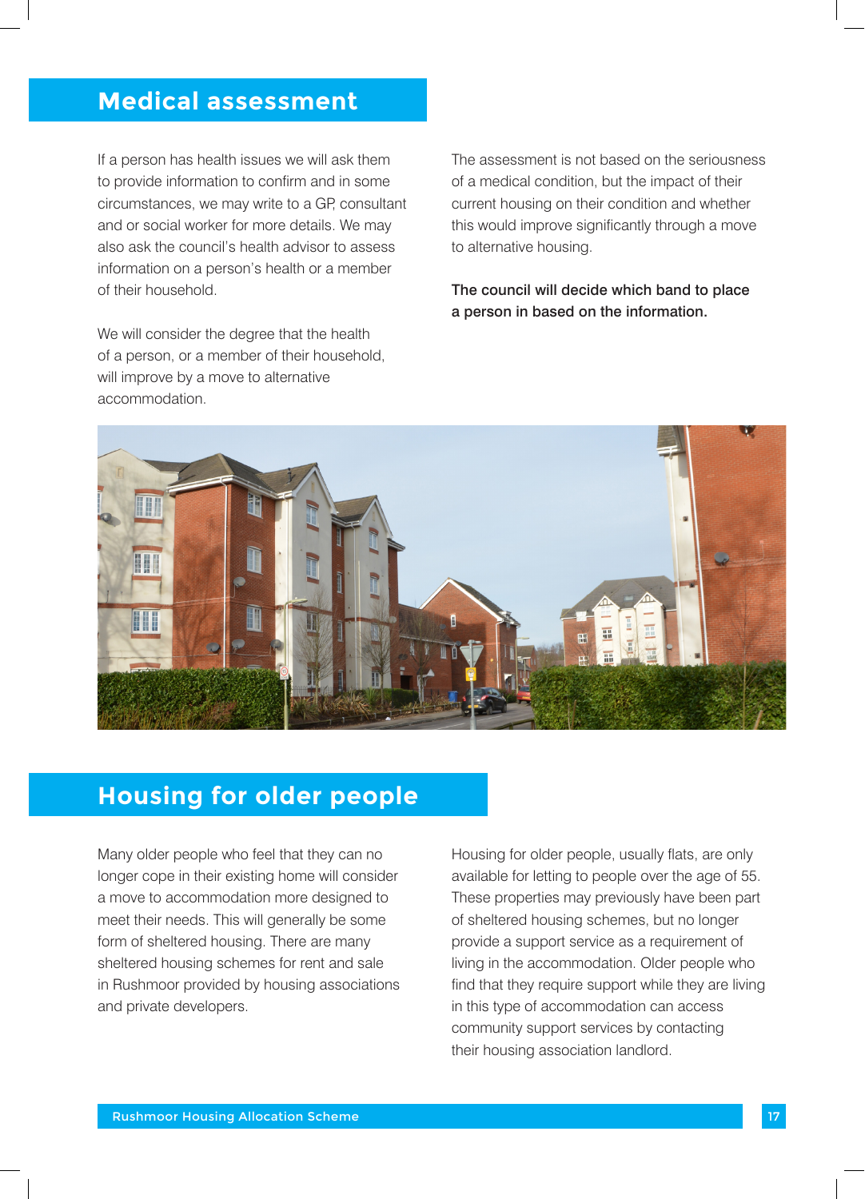## Medical assessment

If a person has health issues we will ask them to provide information to confirm and in some circumstances, we may write to a GP, consultant and or social worker for more details. We may also ask the council's health advisor to assess information on a person's health or a member of their household.

We will consider the degree that the health of a person, or a member of their household, will improve by a move to alternative accommodation.

The assessment is not based on the seriousness of a medical condition, but the impact of their current housing on their condition and whether this would improve significantly through a move to alternative housing.

**The council will decide which band to place a person in based on the information.**

## Housing for older people

Many older people who feel that they can no longer cope in their existing home will consider a move to accommodation more designed to meet their needs. This will generally be some form of sheltered housing. There are many sheltered housing schemes for rent and sale in Rushmoor provided by housing associations and private developers.

Housing for older people, usually flats, are only available for letting to people over the age of 55. These properties may previously have been part of sheltered housing schemes, but no longer provide a support service as a requirement of living in the accommodation. Older people who find that they require support while they are living in this type of accommodation can access community support services by contacting their housing association landlord.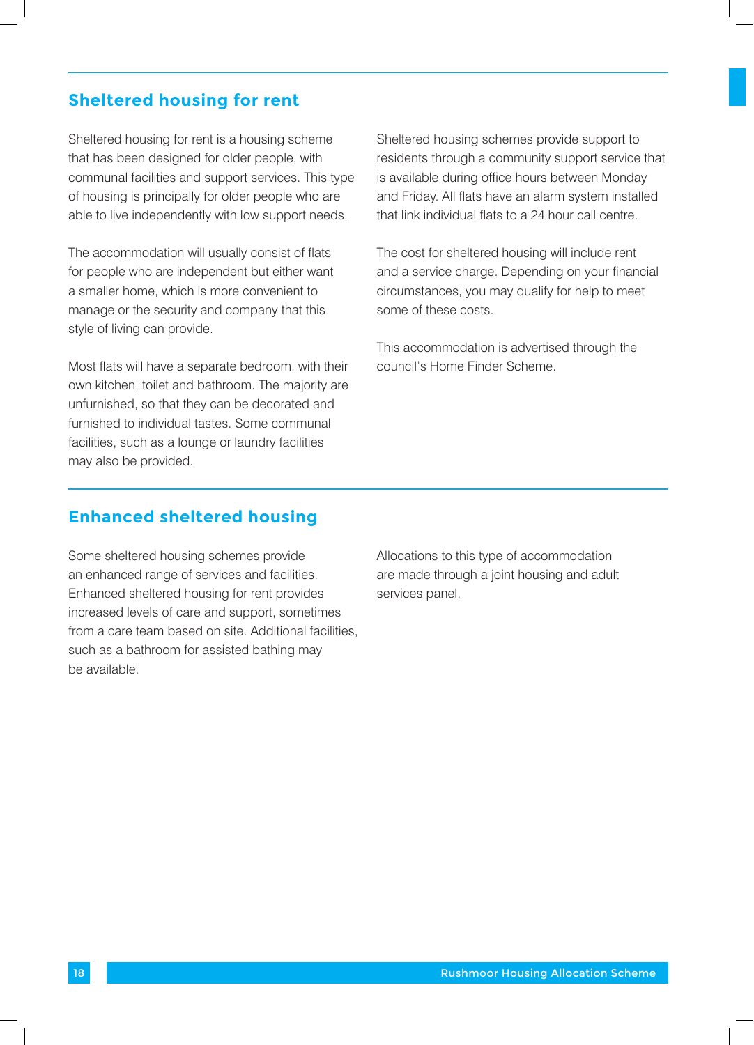## Sheltered housing for rent

Sheltered housing for rent is a housing scheme that has been designed for older people, with communal facilities and support services. This type of housing is principally for older people who are able to live independently with low support needs.

The accommodation will usually consist of flats for people who are independent but either want a smaller home, which is more convenient to manage or the security and company that this style of living can provide.

Most flats will have a separate bedroom, with their own kitchen, toilet and bathroom. The majority are unfurnished, so that they can be decorated and furnished to individual tastes. Some communal facilities, such as a lounge or laundry facilities may also be provided.

Sheltered housing schemes provide support to residents through a community support service that is available during office hours between Monday and Friday. All flats have an alarm system installed that link individual flats to a 24 hour call centre.

The cost for sheltered housing will include rent and a service charge. Depending on your financial circumstances, you may qualify for help to meet some of these costs.

This accommodation is advertised through the council's Home Finder Scheme.

## Enhanced sheltered housing

Some sheltered housing schemes provide an enhanced range of services and facilities. Enhanced sheltered housing for rent provides increased levels of care and support, sometimes from a care team based on site. Additional facilities, such as a bathroom for assisted bathing may be available.

Allocations to this type of accommodation are made through a joint housing and adult services panel.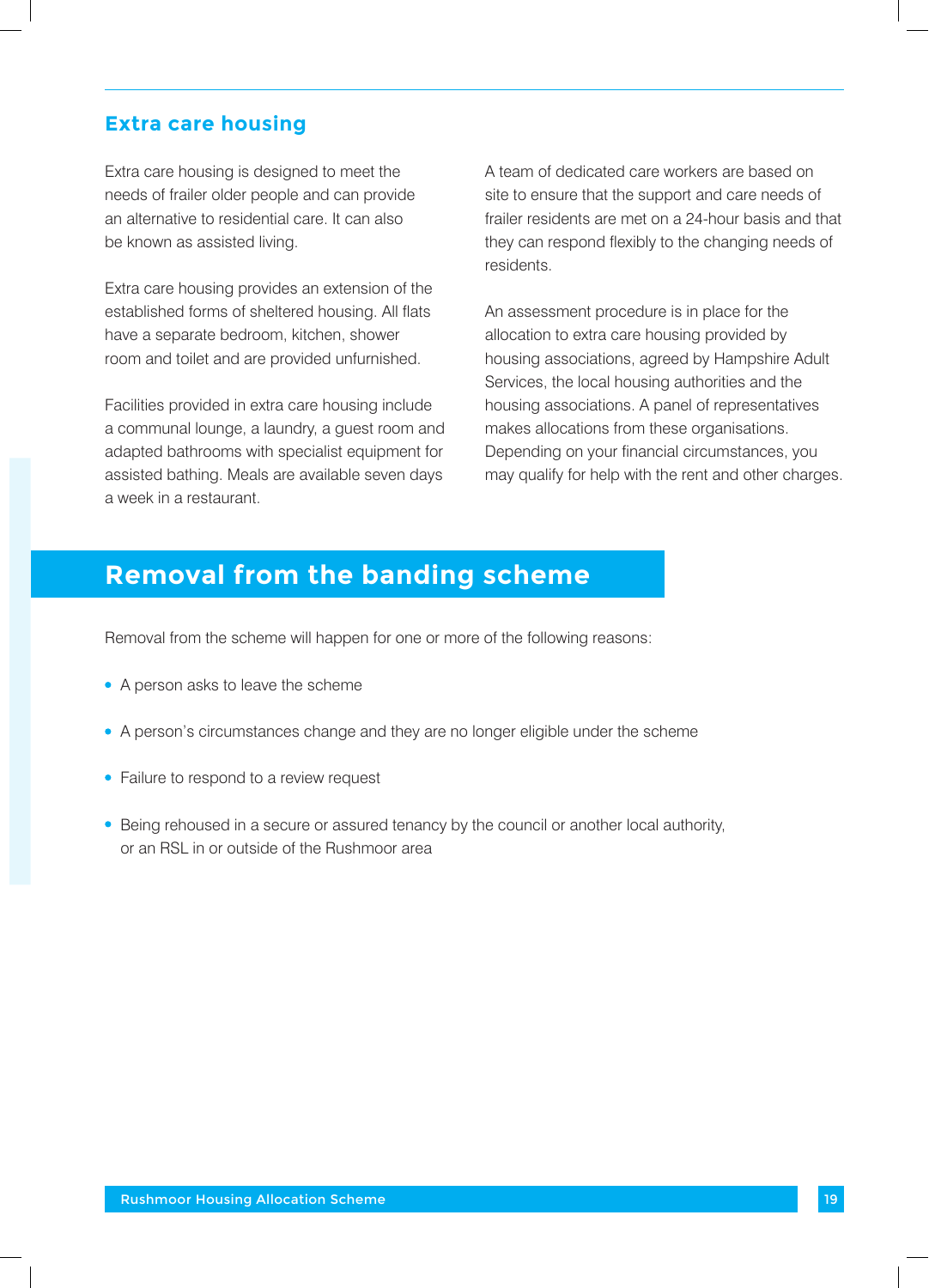## Extra care housing

Extra care housing is designed to meet the needs of frailer older people and can provide an alternative to residential care. It can also be known as assisted living.

Extra care housing provides an extension of the established forms of sheltered housing. All flats have a separate bedroom, kitchen, shower room and toilet and are provided unfurnished.

Facilities provided in extra care housing include a communal lounge, a laundry, a guest room and adapted bathrooms with specialist equipment for assisted bathing. Meals are available seven days a week in a restaurant.

A team of dedicated care workers are based on site to ensure that the support and care needs of frailer residents are met on a 24-hour basis and that they can respond flexibly to the changing needs of residents.

An assessment procedure is in place for the allocation to extra care housing provided by housing associations, agreed by Hampshire Adult Services, the local housing authorities and the housing associations. A panel of representatives makes allocations from these organisations. Depending on your financial circumstances, you may qualify for help with the rent and other charges.

# Removal from the banding scheme

Removal from the scheme will happen for one or more of the following reasons:

- A person asks to leave the scheme
- A person's circumstances change and they are no longer eligible under the scheme
- Failure to respond to a review request
- Being rehoused in a secure or assured tenancy by the council or another local authority, or an RSL in or outside of the Rushmoor area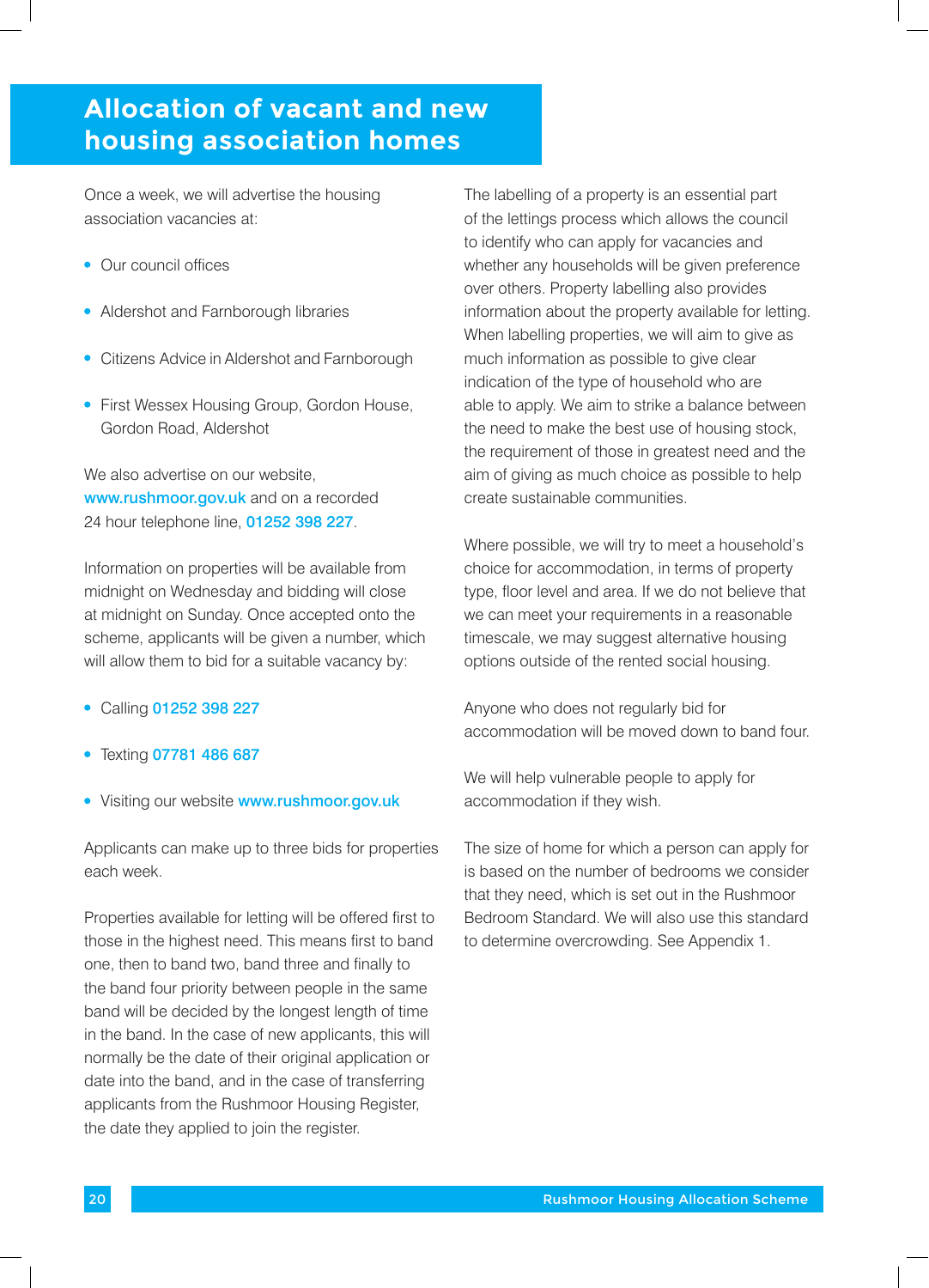# Allocation of vacant and new housing association homes

Once a week, we will advertise the housing association vacancies at:

- Our council offices
- Aldershot and Farnborough libraries
- Citizens Advice in Aldershot and Farnborough
- First Wessex Housing Group, Gordon House, Gordon Road, Aldershot

We also advertise on our website, www.rushmoor.gov.uk and on a recorded 24 hour telephone line, 01252 398 227.

Information on properties will be available from midnight on Wednesday and bidding will close at midnight on Sunday. Once accepted onto the scheme, applicants will be given a number, which will allow them to bid for a suitable vacancy by:

- Calling 01252 398 227
- Texting 07781 486 687
- Visiting our website www.rushmoor.gov.uk

Applicants can make up to three bids for properties each week.

Properties available for letting will be offered first to those in the highest need. This means first to band one, then to band two, band three and finally to the band four priority between people in the same band will be decided by the longest length of time in the band. In the case of new applicants, this will normally be the date of their original application or date into the band, and in the case of transferring applicants from the Rushmoor Housing Register, the date they applied to join the register.

The labelling of a property is an essential part of the lettings process which allows the council to identify who can apply for vacancies and whether any households will be given preference over others. Property labelling also provides information about the property available for letting. When labelling properties, we will aim to give as much information as possible to give clear indication of the type of household who are able to apply. We aim to strike a balance between the need to make the best use of housing stock, the requirement of those in greatest need and the aim of giving as much choice as possible to help create sustainable communities.

Where possible, we will try to meet a household's choice for accommodation, in terms of property type, floor level and area. If we do not believe that we can meet your requirements in a reasonable timescale, we may suggest alternative housing options outside of the rented social housing.

Anyone who does not regularly bid for accommodation will be moved down to band four.

We will help vulnerable people to apply for accommodation if they wish.

The size of home for which a person can apply for is based on the number of bedrooms we consider that they need, which is set out in the Rushmoor Bedroom Standard. We will also use this standard to determine overcrowding. See Appendix 1.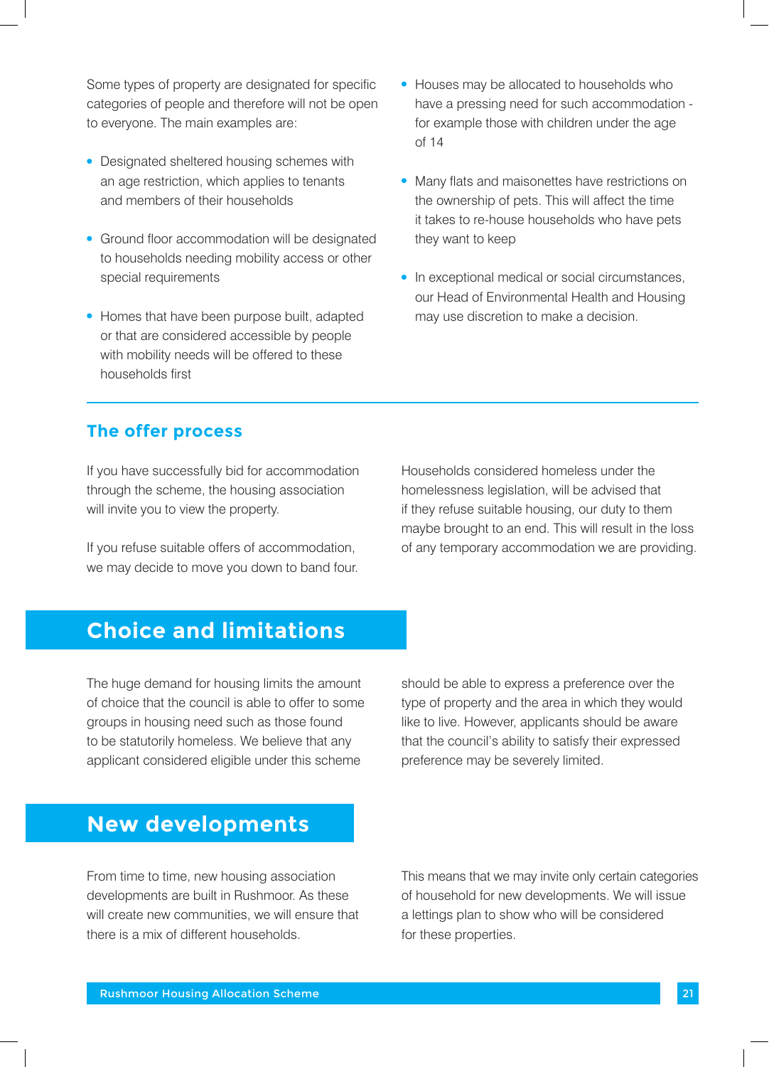Some types of property are designated for specific categories of people and therefore will not be open to everyone. The main examples are:

- Designated sheltered housing schemes with an age restriction, which applies to tenants and members of their households
- Ground floor accommodation will be designated to households needing mobility access or other special requirements
- Homes that have been purpose built, adapted or that are considered accessible by people with mobility needs will be offered to these households first
- Houses may be allocated to households who have a pressing need for such accommodation - for example those with children under the age of 14
- Many flats and maisonettes have restrictions on the ownership of pets. This will affect the time it takes to re-house households who have pets they want to keep
- In exceptional medical or social circumstances, our Head of Environmental Health and Housing may use discretion to make a decision.

### The offer process

If you have successfully bid for accommodation through the scheme, the housing association will invite you to view the property.

If you refuse suitable offers of accommodation, we may decide to move you down to band four.

Households considered homeless under the homelessness legislation, will be advised that if they refuse suitable housing, our duty to them maybe brought to an end. This will result in the loss of any temporary accommodation we are providing.

## Choice and limitations

The huge demand for housing limits the amount of choice that the council is able to offer to some groups in housing need such as those found to be statutorily homeless. We believe that any applicant considered eligible under this scheme should be able to express a preference over the type of property and the area in which they would like to live. However, applicants should be aware that the council's ability to satisfy their expressed preference may be severely limited.

## New developments

From time to time, new housing association developments are built in Rushmoor. As these will create new communities, we will ensure that there is a mix of different households.

This means that we may invite only certain categories of household for new developments. We will issue a lettings plan to show who will be considered for these properties.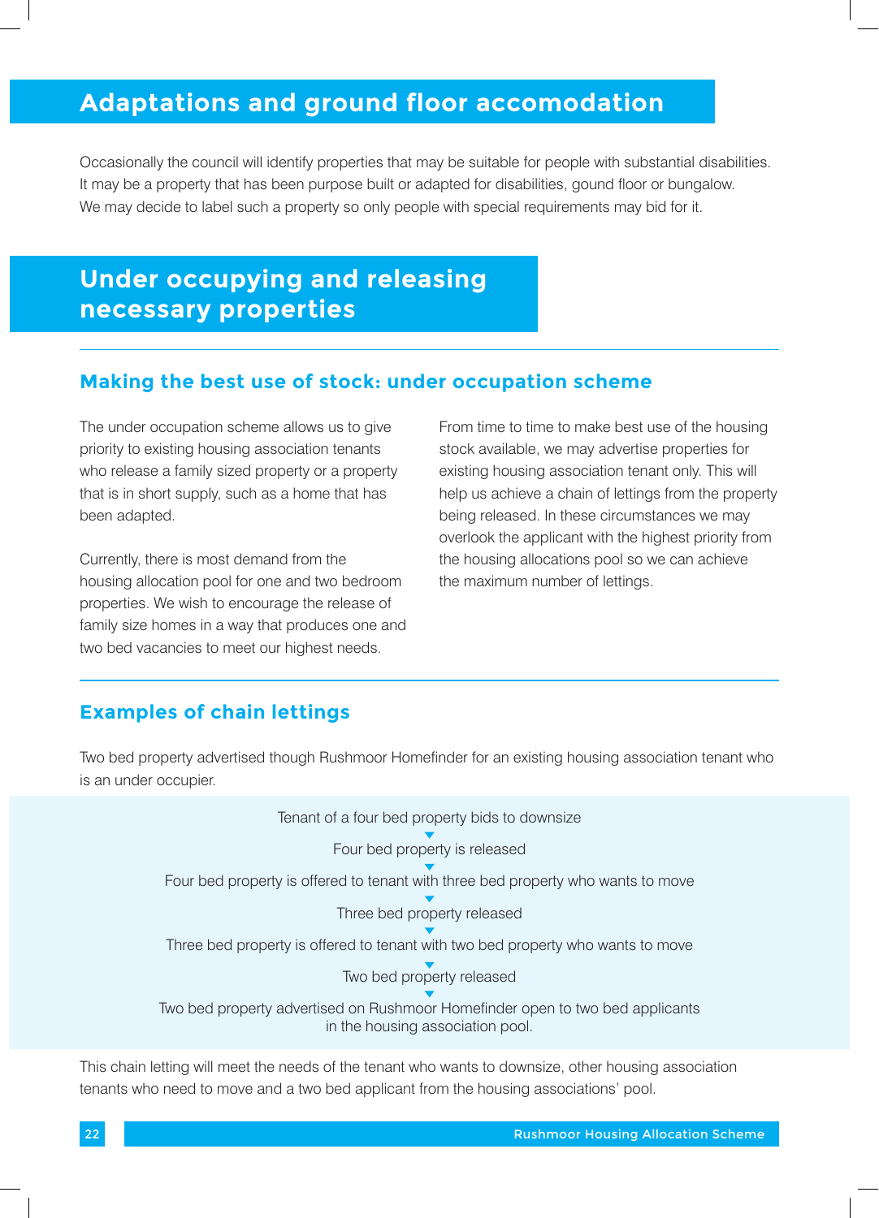## Adaptations and ground floor accomodation

Occasionally the council will identify properties that may be suitable for people with substantial disabilities. It may be a property that has been purpose built or adapted for disabilities, gound floor or bungalow. We may decide to label such a property so only people with special requirements may bid for it.

## Under occupying and releasing necessary properties

### Making the best use of stock: under occupation scheme

The under occupation scheme allows us to give priority to existing housing association tenants who release a family sized property or a property that is in short supply, such as a home that has been adapted.

Currently, there is most demand from the housing allocation pool for one and two bedroom properties. We wish to encourage the release of family size homes in a way that produces one and two bed vacancies to meet our highest needs.

From time to time to make best use of the housing stock available, we may advertise properties for existing housing association tenant only. This will help us achieve a chain of lettings from the property being released. In these circumstances we may overlook the applicant with the highest priority from the housing allocations pool so we can achieve the maximum number of lettings.

### Examples of chain lettings

Two bed property advertised though Rushmoor Homefinder for an existing housing association tenant who is an under occupier.

Tenant of a four bed property bids to downsize

▼

Four bed property is released

▼

Four bed property is offered to tenant with three bed property who wants to move

▼

Three bed property released

▼

Three bed property is offered to tenant with two bed property who wants to move

▼

Two bed property released

▼

Two bed property advertised on Rushmoor Homefinder open to two bed applicants in the housing association pool.

This chain letting will meet the needs of the tenant who wants to downsize, other housing association tenants who need to move and a two bed applicant from the housing associations' pool.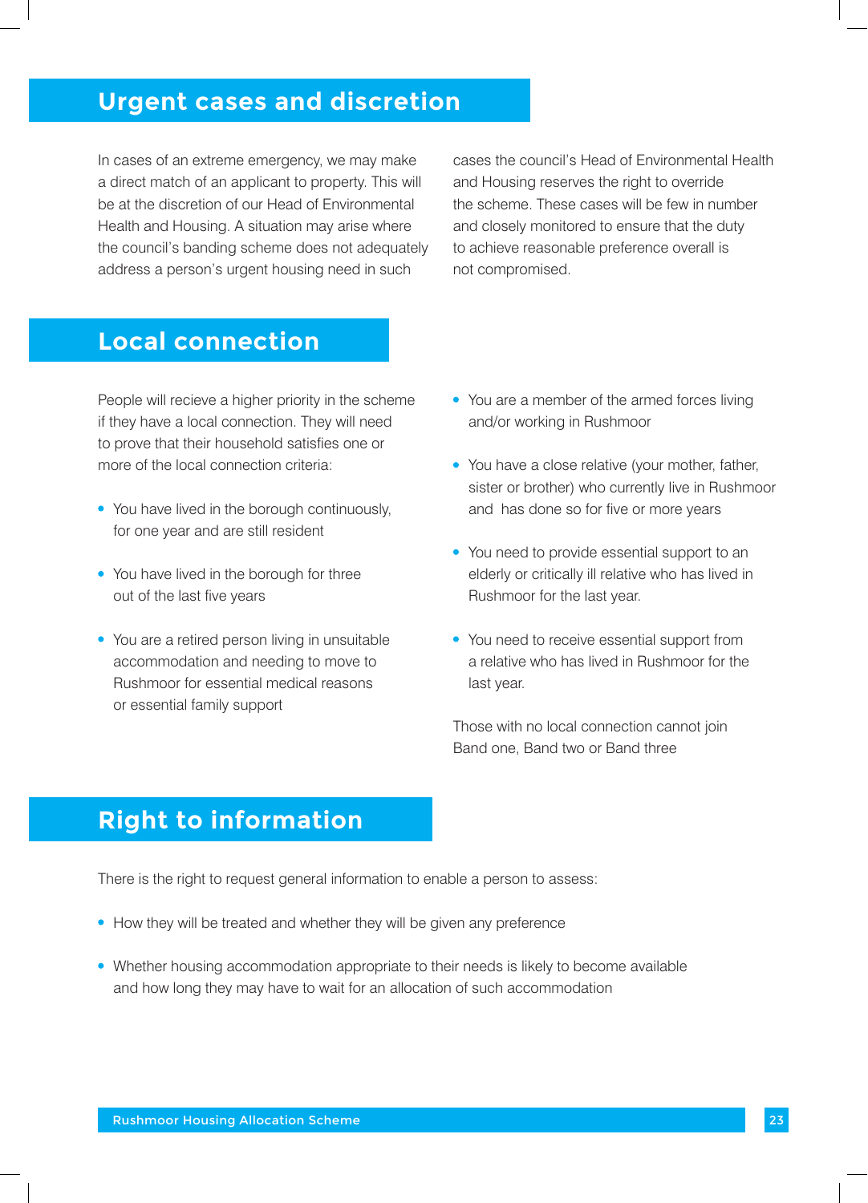## Urgent cases and discretion

In cases of an extreme emergency, we may make a direct match of an applicant to property. This will be at the discretion of our Head of Environmental Health and Housing. A situation may arise where the council's banding scheme does not adequately address a person's urgent housing need in such cases the council's Head of Environmental Health and Housing reserves the right to override the scheme. These cases will be few in number and closely monitored to ensure that the duty to achieve reasonable preference overall is not compromised.

## Local connection

People will recieve a higher priority in the scheme if they have a local connection. They will need to prove that their household satisfies one or more of the local connection criteria:

- You have lived in the borough continuously, for one year and are still resident
- You have lived in the borough for three out of the last five years
- You are a retired person living in unsuitable accommodation and needing to move to Rushmoor for essential medical reasons or essential family support
- You are a member of the armed forces living and/or working in Rushmoor
- You have a close relative (your mother, father, sister or brother) who currently live in Rushmoor and has done so for five or more years
- You need to provide essential support to an elderly or critically ill relative who has lived in Rushmoor for the last year.
- You need to receive essential support from a relative who has lived in Rushmoor for the last year.

Those with no local connection cannot join Band one, Band two or Band three

## Right to information

There is the right to request general information to enable a person to assess:

- How they will be treated and whether they will be given any preference
- Whether housing accommodation appropriate to their needs is likely to become available and how long they may have to wait for an allocation of such accommodation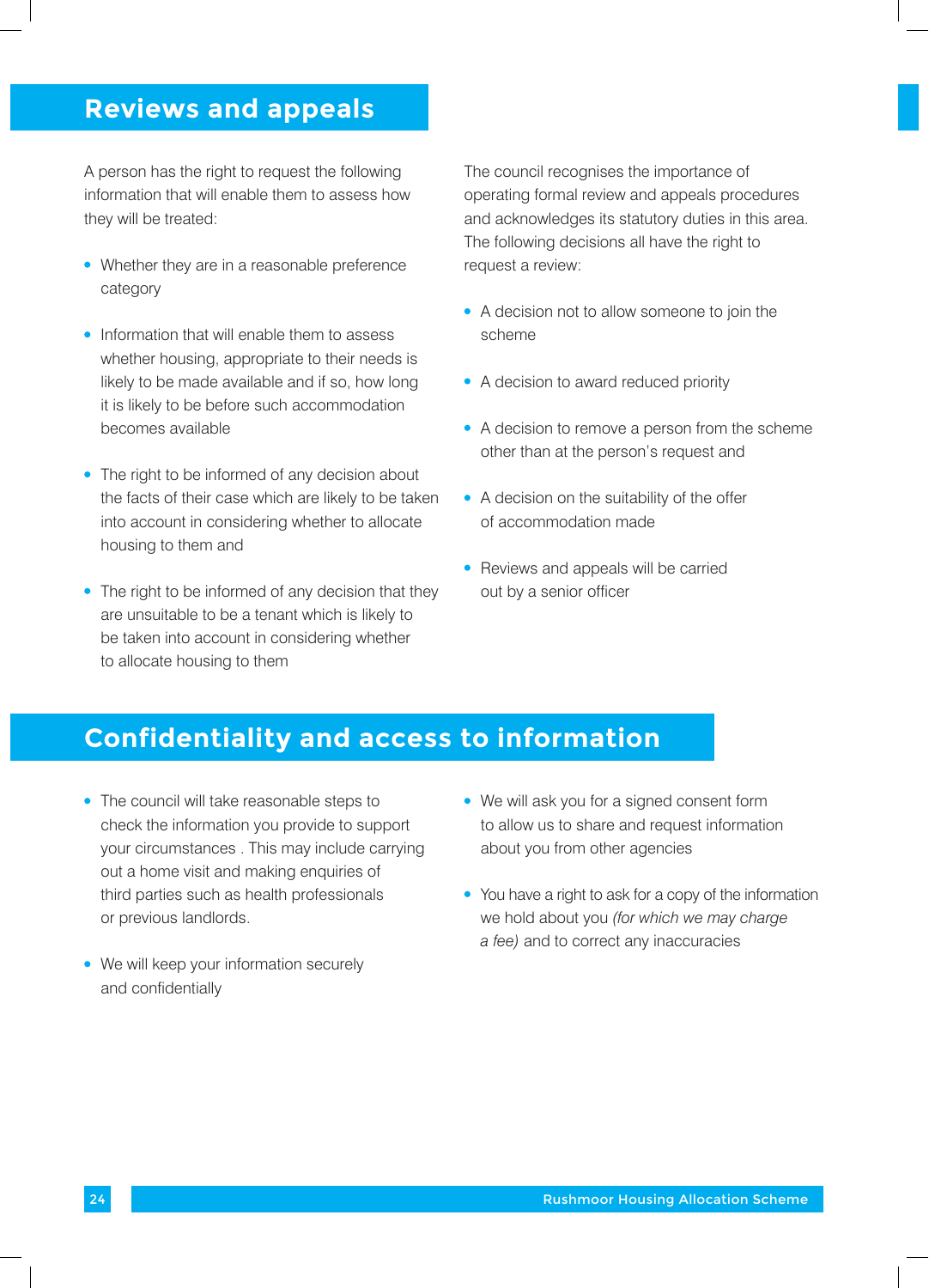## Reviews and appeals

A person has the right to request the following information that will enable them to assess how they will be treated:

- Whether they are in a reasonable preference category
- Information that will enable them to assess whether housing, appropriate to their needs is likely to be made available and if so, how long it is likely to be before such accommodation becomes available
- The right to be informed of any decision about the facts of their case which are likely to be taken into account in considering whether to allocate housing to them and
- The right to be informed of any decision that they are unsuitable to be a tenant which is likely to be taken into account in considering whether to allocate housing to them

The council recognises the importance of operating formal review and appeals procedures and acknowledges its statutory duties in this area. The following decisions all have the right to request a review:

- A decision not to allow someone to join the scheme
- A decision to award reduced priority
- A decision to remove a person from the scheme other than at the person's request and
- A decision on the suitability of the offer of accommodation made
- Reviews and appeals will be carried out by a senior officer

## Confidentiality and access to information

- The council will take reasonable steps to check the information you provide to support your circumstances . This may include carrying out a home visit and making enquiries of third parties such as health professionals or previous landlords.
- We will keep your information securely and confidentially
- We will ask you for a signed consent form to allow us to share and request information about you from other agencies
- You have a right to ask for a copy of the information we hold about you *(for which we may charge a fee)* and to correct any inaccuracies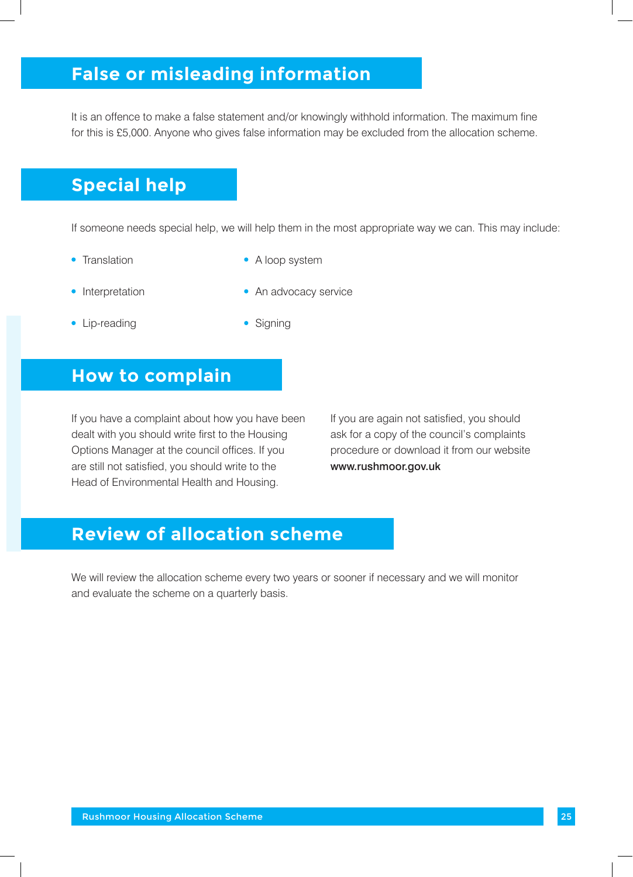## False or misleading information

It is an offence to make a false statement and/or knowingly withhold information. The maximum fine for this is £5,000. Anyone who gives false information may be excluded from the allocation scheme.

## Special help

If someone needs special help, we will help them in the most appropriate way we can. This may include:

- Translation
- Interpretation
- Lip-reading
- A loop system
- An advocacy service
- Signing

## How to complain

If you have a complaint about how you have been dealt with you should write first to the Housing Options Manager at the council offices. If you are still not satisfied, you should write to the Head of Environmental Health and Housing.

If you are again not satisfied, you should ask for a copy of the council's complaints procedure or download it from our website **www.rushmoor.gov.uk**

## Review of allocation scheme

We will review the allocation scheme every two years or sooner if necessary and we will monitor and evaluate the scheme on a quarterly basis.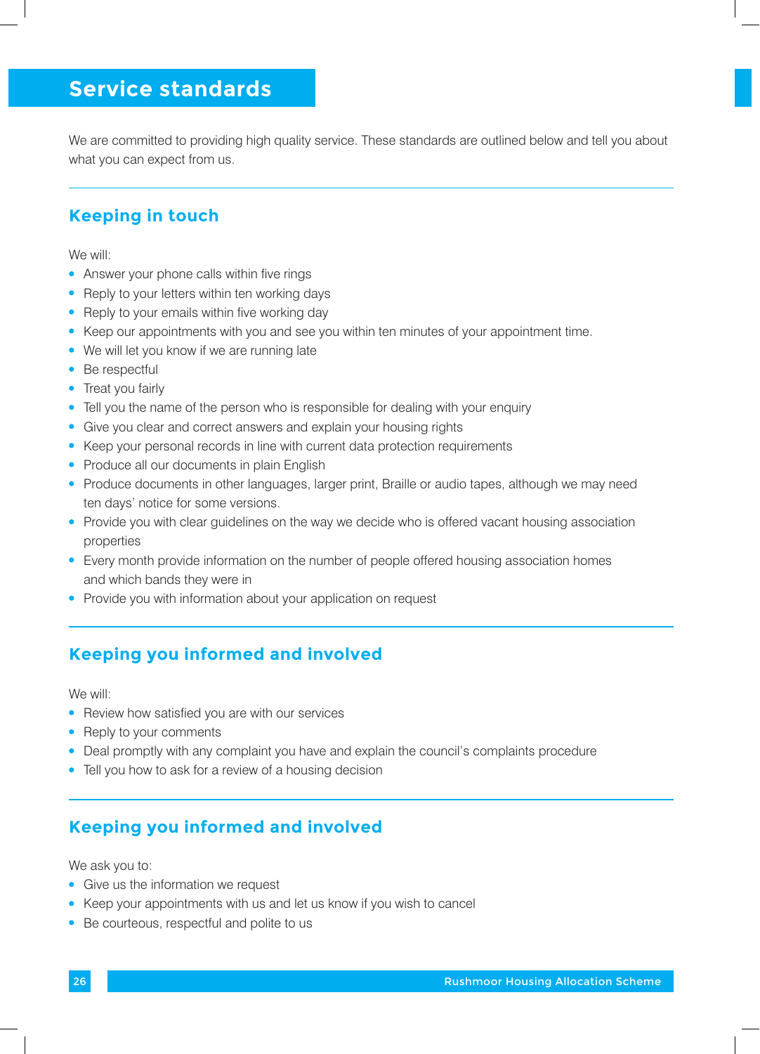# Service standards

We are committed to providing high quality service. These standards are outlined below and tell you about what you can expect from us.

## Keeping in touch

We will:

- Answer your phone calls within five rings
- Reply to your letters within ten working days
- Reply to your emails within five working day
- Keep our appointments with you and see you within ten minutes of your appointment time.
- We will let you know if we are running late
- Be respectful
- Treat you fairly
- Tell you the name of the person who is responsible for dealing with your enquiry
- Give you clear and correct answers and explain your housing rights
- Keep your personal records in line with current data protection requirements
- Produce all our documents in plain English
- Produce documents in other languages, larger print, Braille or audio tapes, although we may need ten days' notice for some versions.
- Provide you with clear guidelines on the way we decide who is offered vacant housing association properties
- Every month provide information on the number of people offered housing association homes and which bands they were in
- Provide you with information about your application on request

## Keeping you informed and involved

We will:

- Review how satisfied you are with our services
- Reply to your comments
- Deal promptly with any complaint you have and explain the council's complaints procedure
- Tell you how to ask for a review of a housing decision

## Keeping you informed and involved

We ask you to:

- Give us the information we request
- Keep your appointments with us and let us know if you wish to cancel
- Be courteous, respectful and polite to us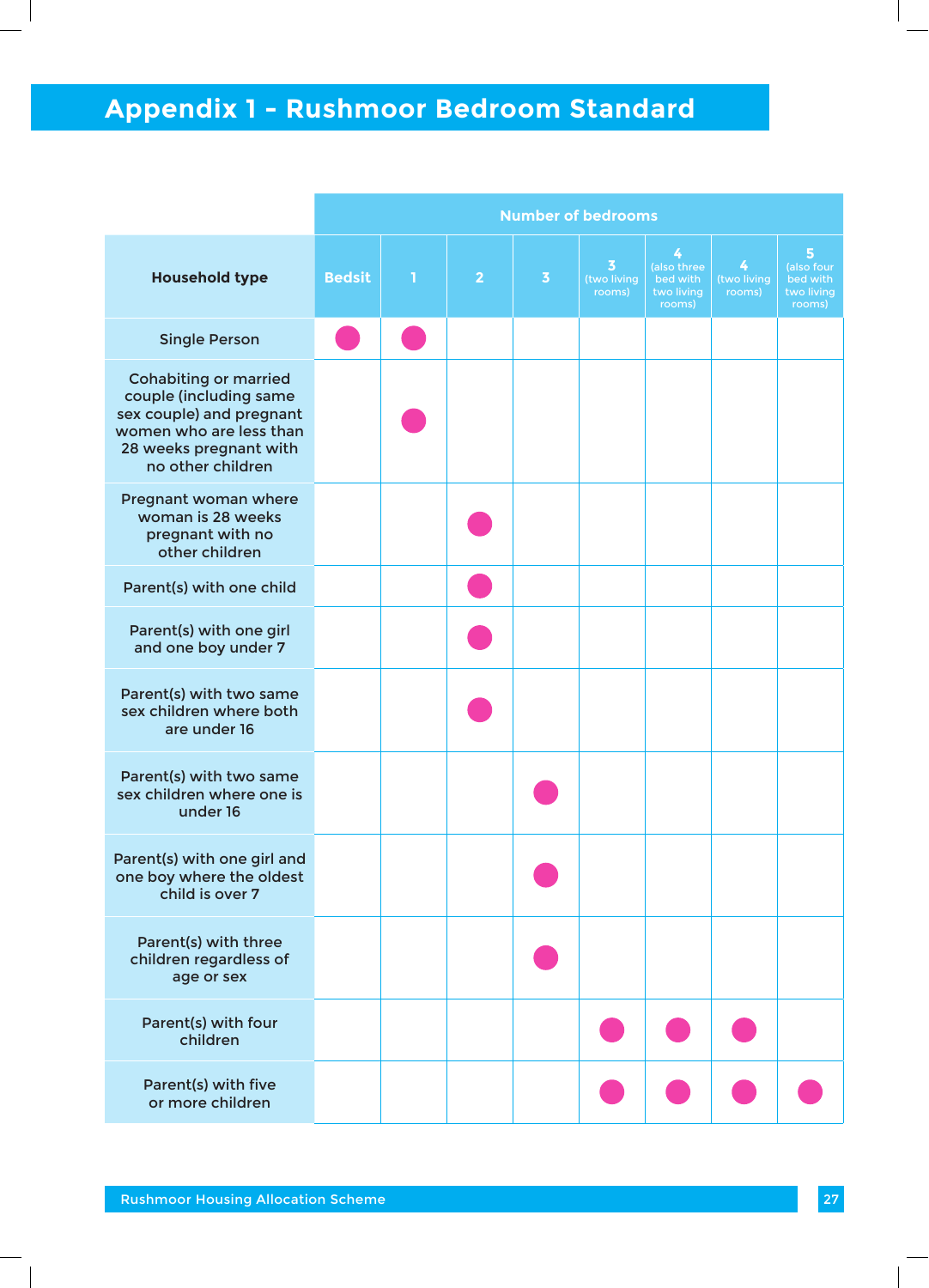# Appendix 1 - Rushmoor Bedroom Standard

| Household type | Number of bedrooms | | | | | | | |
|---|---|---|---|---|---|---|---|---|
| | Bedsit | 1 | 2 | 3 | 3 (two living rooms) | 4 (also three bed with two living rooms) | 4 (two living rooms) | 5 (also four bed with two living rooms) |
| Single Person | ● | ● | | | | | | |
| Cohabiting or married couple (including same sex couple) and pregnant women who are less than 28 weeks pregnant with no other children | | ● | | | | | | |
| Pregnant woman where woman is 28 weeks pregnant with no other children | | | ● | | | | | |
| Parent(s) with one child | | | ● | | | | | |
| Parent(s) with one girl and one boy under 7 | | | ● | | | | | |
| Parent(s) with two same sex children where both are under 16 | | | ● | | | | | |
| Parent(s) with two same sex children where one is under 16 | | | | ● | | | | |
| Parent(s) with one girl and one boy where the oldest child is over 7 | | | | ● | | | | |
| Parent(s) with three children regardless of age or sex | | | | ● | | | | |
| Parent(s) with four children | | | | | ● | ● | ● | |
| Parent(s) with five or more children | | | | | ● | ● | ● | ● |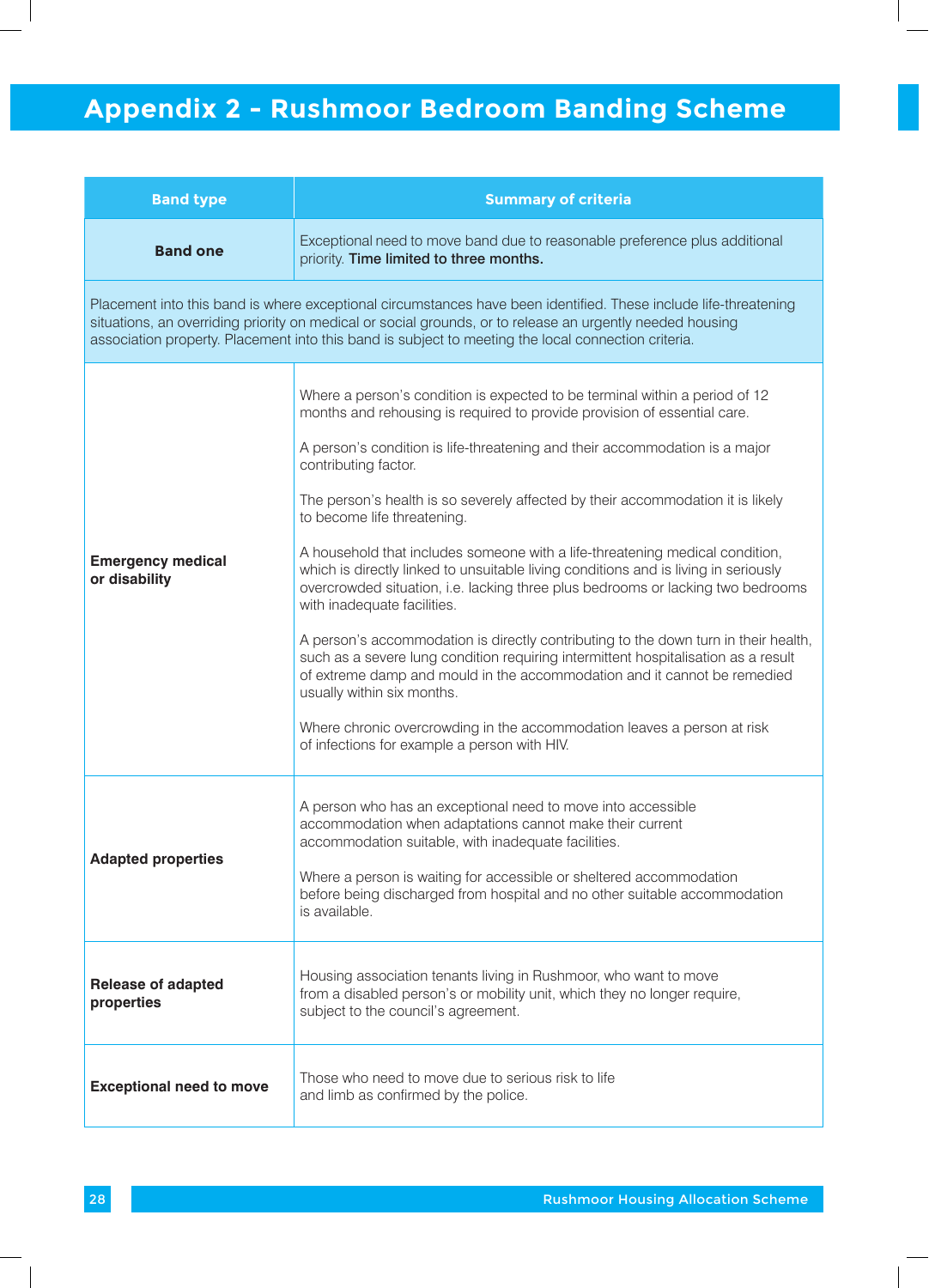# Appendix 2 - Rushmoor Bedroom Banding Scheme

| Band type | Summary of criteria |
|---|---|
| **Band one** | Exceptional need to move band due to reasonable preference plus additional priority. **Time limited to three months.** |
| Placement into this band is where exceptional circumstances have been identified. These include life-threatening situations, an overriding priority on medical or social grounds, or to release an urgently needed housing association property. Placement into this band is subject to meeting the local connection criteria. | |
| **Emergency medical or disability** | Where a person's condition is expected to be terminal within a period of 12 months and rehousing is required to provide provision of essential care.<br><br>A person's condition is life-threatening and their accommodation is a major contributing factor.<br><br>The person's health is so severely affected by their accommodation it is likely to become life threatening.<br><br>A household that includes someone with a life-threatening medical condition, which is directly linked to unsuitable living conditions and is living in seriously overcrowded situation, i.e. lacking three plus bedrooms or lacking two bedrooms with inadequate facilities.<br><br>A person's accommodation is directly contributing to the down turn in their health, such as a severe lung condition requiring intermittent hospitalisation as a result of extreme damp and mould in the accommodation and it cannot be remedied usually within six months.<br><br>Where chronic overcrowding in the accommodation leaves a person at risk of infections for example a person with HIV. |
| **Adapted properties** | A person who has an exceptional need to move into accessible accommodation when adaptations cannot make their current accommodation suitable, with inadequate facilities.<br><br>Where a person is waiting for accessible or sheltered accommodation before being discharged from hospital and no other suitable accommodation is available. |
| **Release of adapted properties** | Housing association tenants living in Rushmoor, who want to move from a disabled person's or mobility unit, which they no longer require, subject to the council's agreement. |
| **Exceptional need to move** | Those who need to move due to serious risk to life and limb as confirmed by the police. |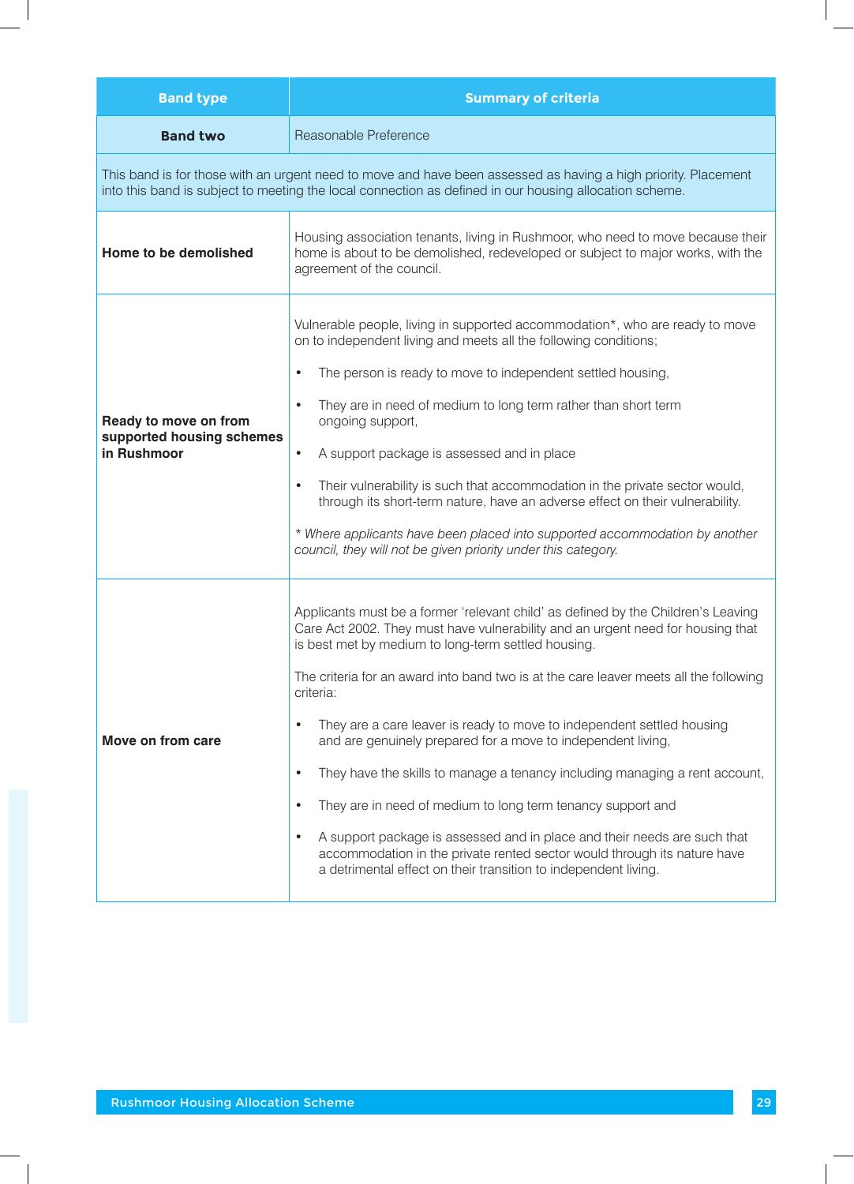| Band type | Summary of criteria |
|---|---|
| **Band two** | Reasonable Preference |
| This band is for those with an urgent need to move and have been assessed as having a high priority. Placement into this band is subject to meeting the local connection as defined in our housing allocation scheme. | |
| **Home to be demolished** | Housing association tenants, living in Rushmoor, who need to move because their home is about to be demolished, redeveloped or subject to major works, with the agreement of the council. |
| **Ready to move on from supported housing schemes in Rushmoor** | Vulnerable people, living in supported accommodation*, who are ready to move on to independent living and meets all the following conditions;<br>• The person is ready to move to independent settled housing,<br>• They are in need of medium to long term rather than short term ongoing support,<br>• A support package is assessed and in place<br>• Their vulnerability is such that accommodation in the private sector would, through its short-term nature, have an adverse effect on their vulnerability.<br>*\* Where applicants have been placed into supported accommodation by another council, they will not be given priority under this category.* |
| **Move on from care** | Applicants must be a former 'relevant child' as defined by the Children's Leaving Care Act 2002. They must have vulnerability and an urgent need for housing that is best met by medium to long-term settled housing.<br>The criteria for an award into band two is at the care leaver meets all the following criteria:<br>• They are a care leaver is ready to move to independent settled housing and are genuinely prepared for a move to independent living,<br>• They have the skills to manage a tenancy including managing a rent account,<br>• They are in need of medium to long term tenancy support and<br>• A support package is assessed and in place and their needs are such that accommodation in the private rented sector would through its nature have a detrimental effect on their transition to independent living. |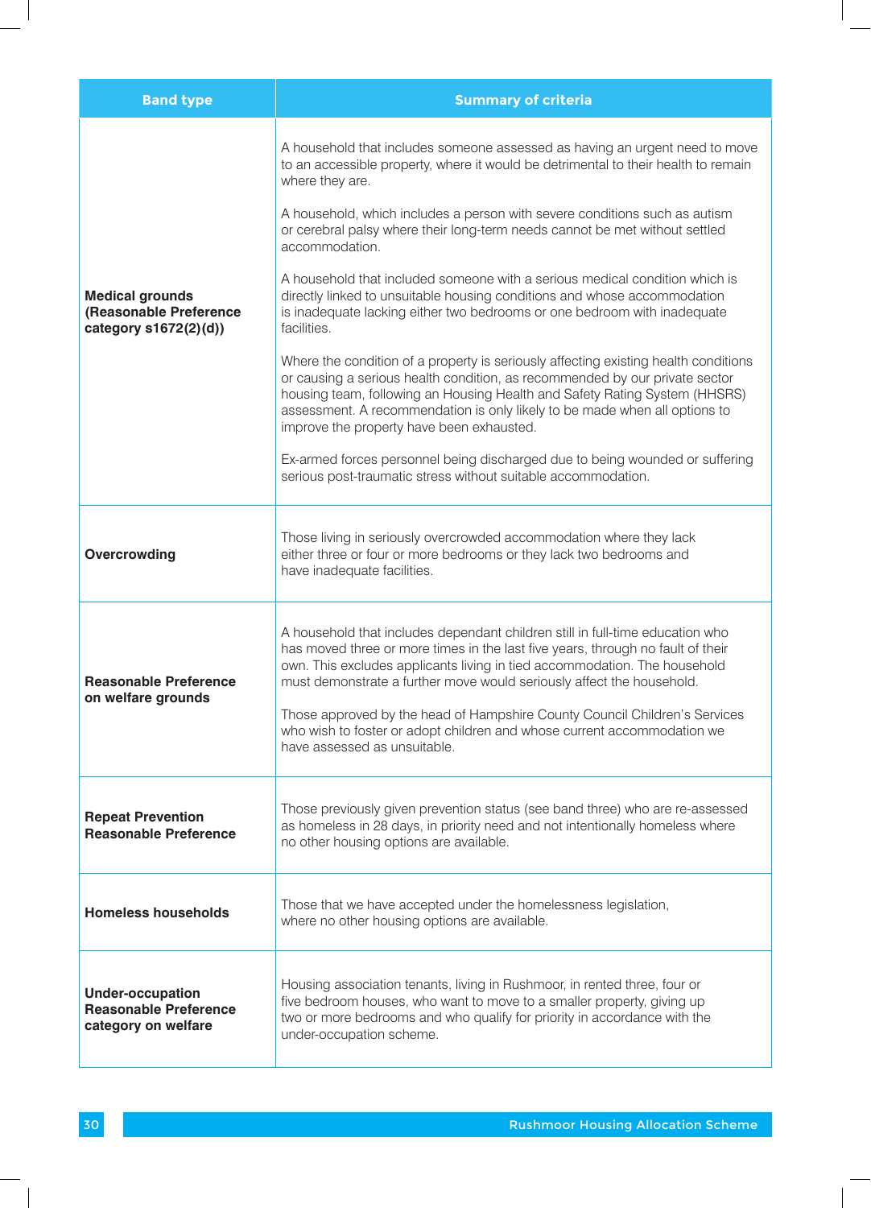| Band type | Summary of criteria |
|---|---|
| **Medical grounds (Reasonable Preference category s1672(2)(d))** | A household that includes someone assessed as having an urgent need to move to an accessible property, where it would be detrimental to their health to remain where they are.<br><br>A household, which includes a person with severe conditions such as autism or cerebral palsy where their long-term needs cannot be met without settled accommodation.<br><br>A household that included someone with a serious medical condition which is directly linked to unsuitable housing conditions and whose accommodation is inadequate lacking either two bedrooms or one bedroom with inadequate facilities.<br><br>Where the condition of a property is seriously affecting existing health conditions or causing a serious health condition, as recommended by our private sector housing team, following an Housing Health and Safety Rating System (HHSRS) assessment. A recommendation is only likely to be made when all options to improve the property have been exhausted.<br><br>Ex-armed forces personnel being discharged due to being wounded or suffering serious post-traumatic stress without suitable accommodation. |
| **Overcrowding** | Those living in seriously overcrowded accommodation where they lack either three or four or more bedrooms or they lack two bedrooms and have inadequate facilities. |
| **Reasonable Preference on welfare grounds** | A household that includes dependant children still in full-time education who has moved three or more times in the last five years, through no fault of their own. This excludes applicants living in tied accommodation. The household must demonstrate a further move would seriously affect the household.<br><br>Those approved by the head of Hampshire County Council Children's Services who wish to foster or adopt children and whose current accommodation we have assessed as unsuitable. |
| **Repeat Prevention Reasonable Preference** | Those previously given prevention status (see band three) who are re-assessed as homeless in 28 days, in priority need and not intentionally homeless where no other housing options are available. |
| **Homeless households** | Those that we have accepted under the homelessness legislation, where no other housing options are available. |
| **Under-occupation Reasonable Preference category on welfare** | Housing association tenants, living in Rushmoor, in rented three, four or five bedroom houses, who want to move to a smaller property, giving up two or more bedrooms and who qualify for priority in accordance with the under-occupation scheme. |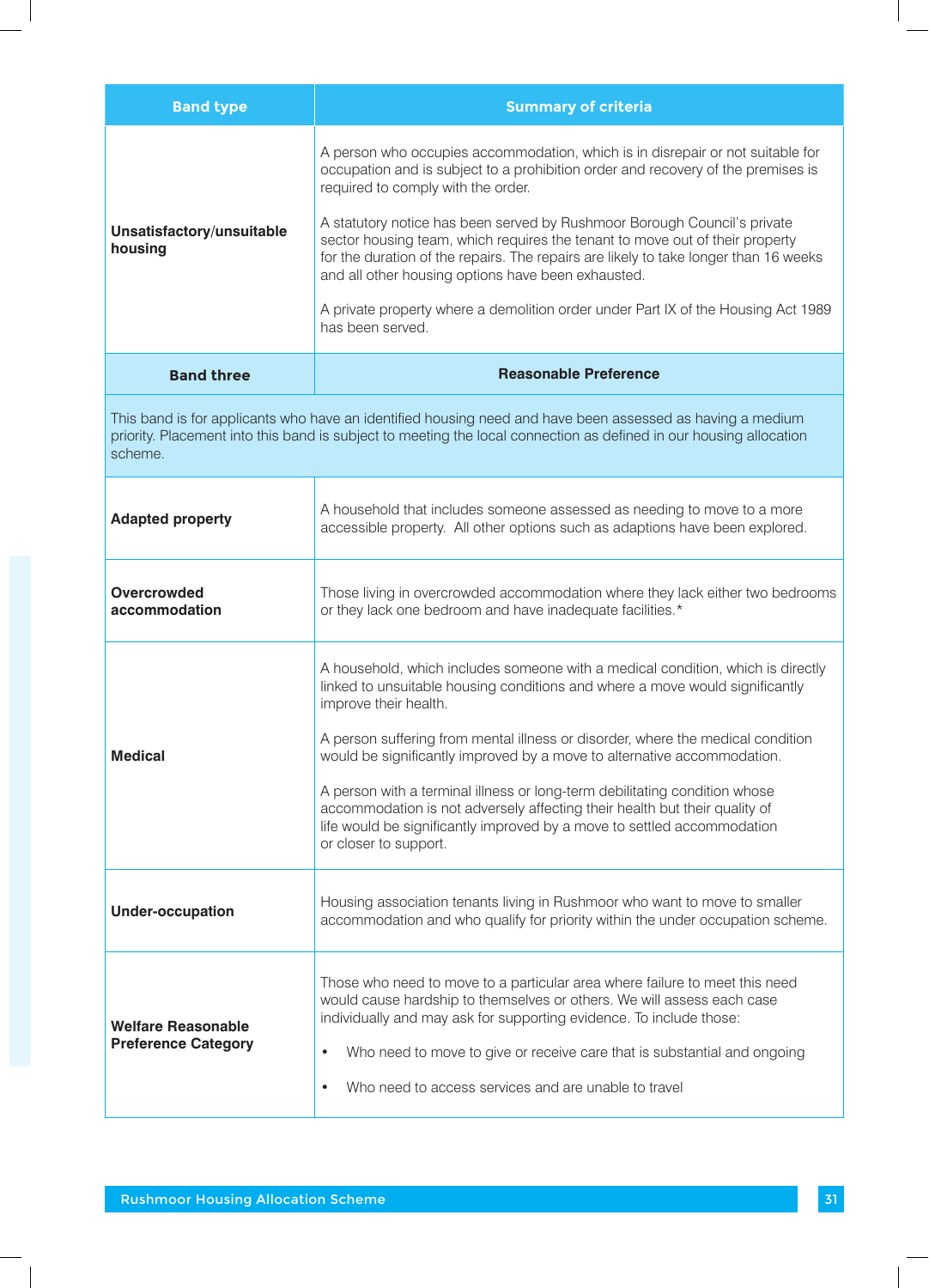| Band type | Summary of criteria |
|---|---|
| **Unsatisfactory/unsuitable housing** | A person who occupies accommodation, which is in disrepair or not suitable for occupation and is subject to a prohibition order and recovery of the premises is required to comply with the order.<br><br>A statutory notice has been served by Rushmoor Borough Council's private sector housing team, which requires the tenant to move out of their property for the duration of the repairs. The repairs are likely to take longer than 16 weeks and all other housing options have been exhausted.<br><br>A private property where a demolition order under Part IX of the Housing Act 1989 has been served. |
| **Band three** | **Reasonable Preference** |
| This band is for applicants who have an identified housing need and have been assessed as having a medium priority. Placement into this band is subject to meeting the local connection as defined in our housing allocation scheme. | |
| **Adapted property** | A household that includes someone assessed as needing to move to a more accessible property. All other options such as adaptions have been explored. |
| **Overcrowded accommodation** | Those living in overcrowded accommodation where they lack either two bedrooms or they lack one bedroom and have inadequate facilities.* |
| **Medical** | A household, which includes someone with a medical condition, which is directly linked to unsuitable housing conditions and where a move would significantly improve their health.<br><br>A person suffering from mental illness or disorder, where the medical condition would be significantly improved by a move to alternative accommodation.<br><br>A person with a terminal illness or long-term debilitating condition whose accommodation is not adversely affecting their health but their quality of life would be significantly improved by a move to settled accommodation or closer to support. |
| **Under-occupation** | Housing association tenants living in Rushmoor who want to move to smaller accommodation and who qualify for priority within the under occupation scheme. |
| **Welfare Reasonable Preference Category** | Those who need to move to a particular area where failure to meet this need would cause hardship to themselves or others. We will assess each case individually and may ask for supporting evidence. To include those:<br><br>• Who need to move to give or receive care that is substantial and ongoing<br><br>• Who need to access services and are unable to travel |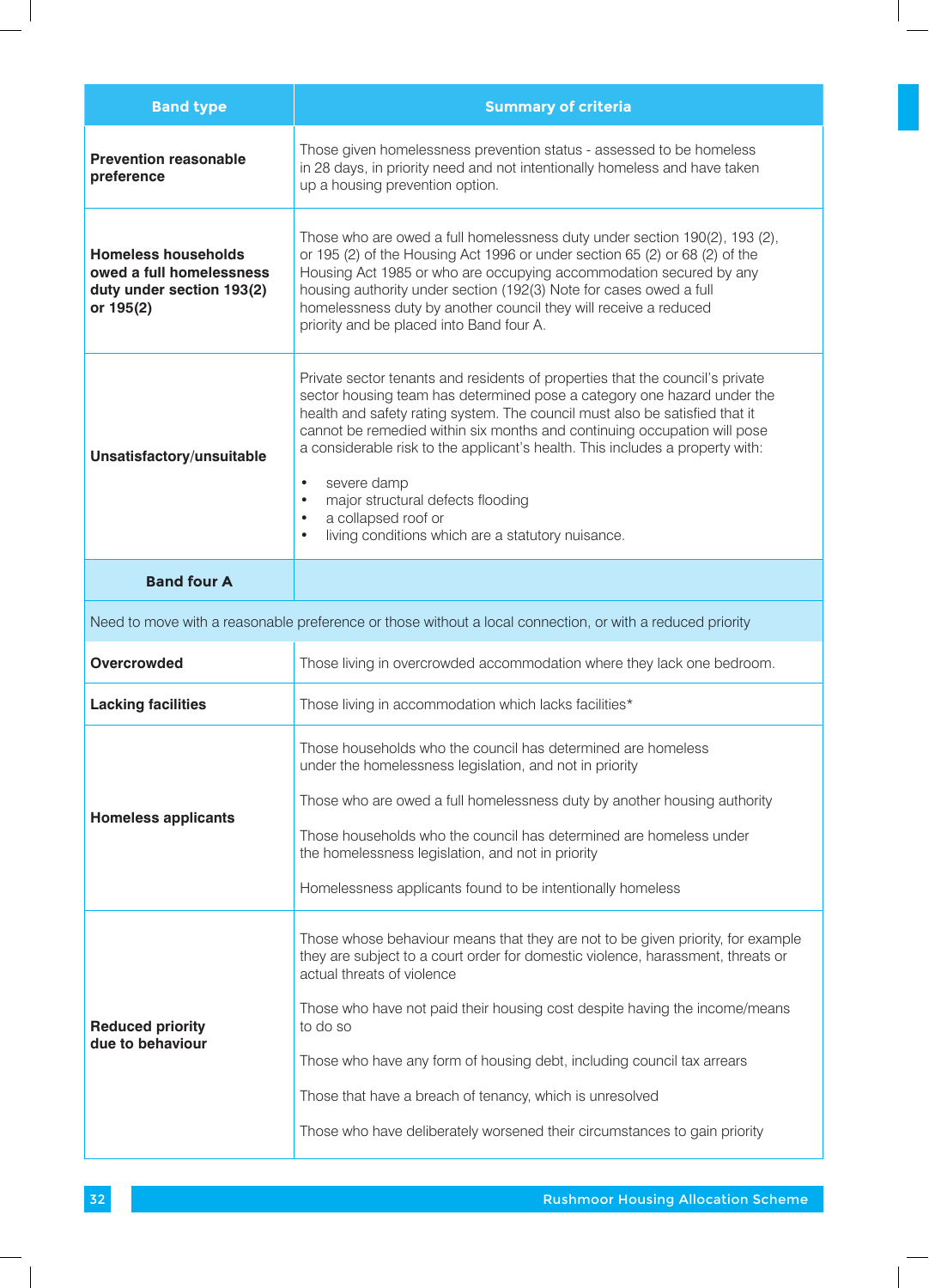| Band type | Summary of criteria |
|---|---|
| **Prevention reasonable preference** | Those given homelessness prevention status - assessed to be homeless in 28 days, in priority need and not intentionally homeless and have taken up a housing prevention option. |
| **Homeless households owed a full homelessness duty under section 193(2) or 195(2)** | Those who are owed a full homelessness duty under section 190(2), 193 (2), or 195 (2) of the Housing Act 1996 or under section 65 (2) or 68 (2) of the Housing Act 1985 or who are occupying accommodation secured by any housing authority under section (192(3) Note for cases owed a full homelessness duty by another council they will receive a reduced priority and be placed into Band four A. |
| **Unsatisfactory/unsuitable** | Private sector tenants and residents of properties that the council's private sector housing team has determined pose a category one hazard under the health and safety rating system. The council must also be satisfied that it cannot be remedied within six months and continuing occupation will pose a considerable risk to the applicant's health. This includes a property with:<br>• severe damp<br>• major structural defects flooding<br>• a collapsed roof or<br>• living conditions which are a statutory nuisance. |
| **Band four A** | |
| Need to move with a reasonable preference or those without a local connection, or with a reduced priority | |
| **Overcrowded** | Those living in overcrowded accommodation where they lack one bedroom. |
| **Lacking facilities** | Those living in accommodation which lacks facilities* |
| **Homeless applicants** | Those households who the council has determined are homeless under the homelessness legislation, and not in priority<br><br>Those who are owed a full homelessness duty by another housing authority<br><br>Those households who the council has determined are homeless under the homelessness legislation, and not in priority<br><br>Homelessness applicants found to be intentionally homeless |
| **Reduced priority due to behaviour** | Those whose behaviour means that they are not to be given priority, for example they are subject to a court order for domestic violence, harassment, threats or actual threats of violence<br><br>Those who have not paid their housing cost despite having the income/means to do so<br><br>Those who have any form of housing debt, including council tax arrears<br><br>Those that have a breach of tenancy, which is unresolved<br><br>Those who have deliberately worsened their circumstances to gain priority |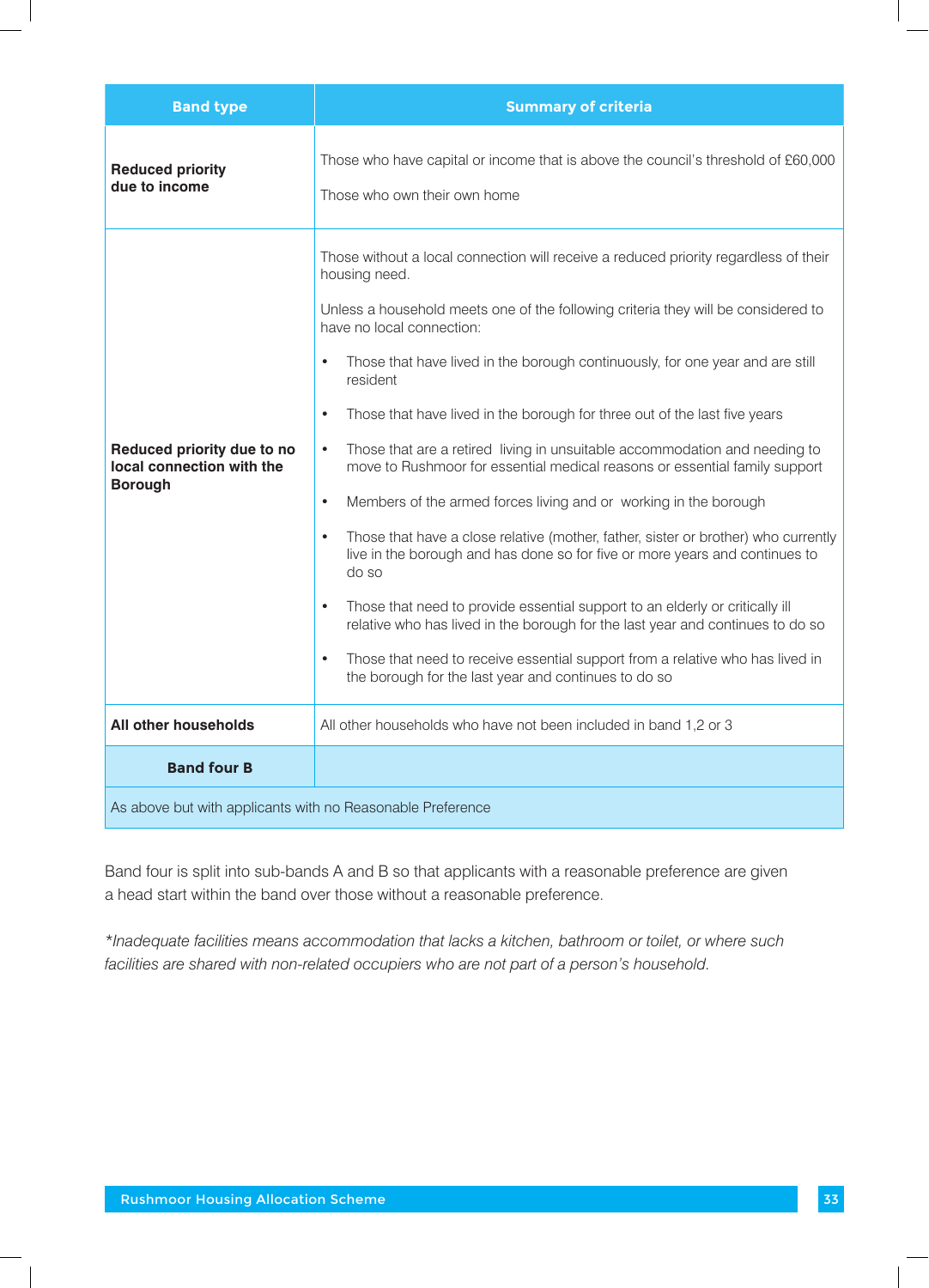| Band type | Summary of criteria |
|---|---|
| **Reduced priority due to income** | Those who have capital or income that is above the council's threshold of £60,000<br><br>Those who own their own home |
| **Reduced priority due to no local connection with the Borough** | Those without a local connection will receive a reduced priority regardless of their housing need.<br><br>Unless a household meets one of the following criteria they will be considered to have no local connection:<br><br>• Those that have lived in the borough continuously, for one year and are still resident<br><br>• Those that have lived in the borough for three out of the last five years<br><br>• Those that are a retired living in unsuitable accommodation and needing to move to Rushmoor for essential medical reasons or essential family support<br><br>• Members of the armed forces living and or working in the borough<br><br>• Those that have a close relative (mother, father, sister or brother) who currently live in the borough and has done so for five or more years and continues to do so<br><br>• Those that need to provide essential support to an elderly or critically ill relative who has lived in the borough for the last year and continues to do so<br><br>• Those that need to receive essential support from a relative who has lived in the borough for the last year and continues to do so |
| **All other households** | All other households who have not been included in band 1,2 or 3 |
| **Band four B** | |
| As above but with applicants with no Reasonable Preference | |

Band four is split into sub-bands A and B so that applicants with a reasonable preference are given a head start within the band over those without a reasonable preference.

*\*Inadequate facilities means accommodation that lacks a kitchen, bathroom or toilet, or where such facilities are shared with non-related occupiers who are not part of a person's household.*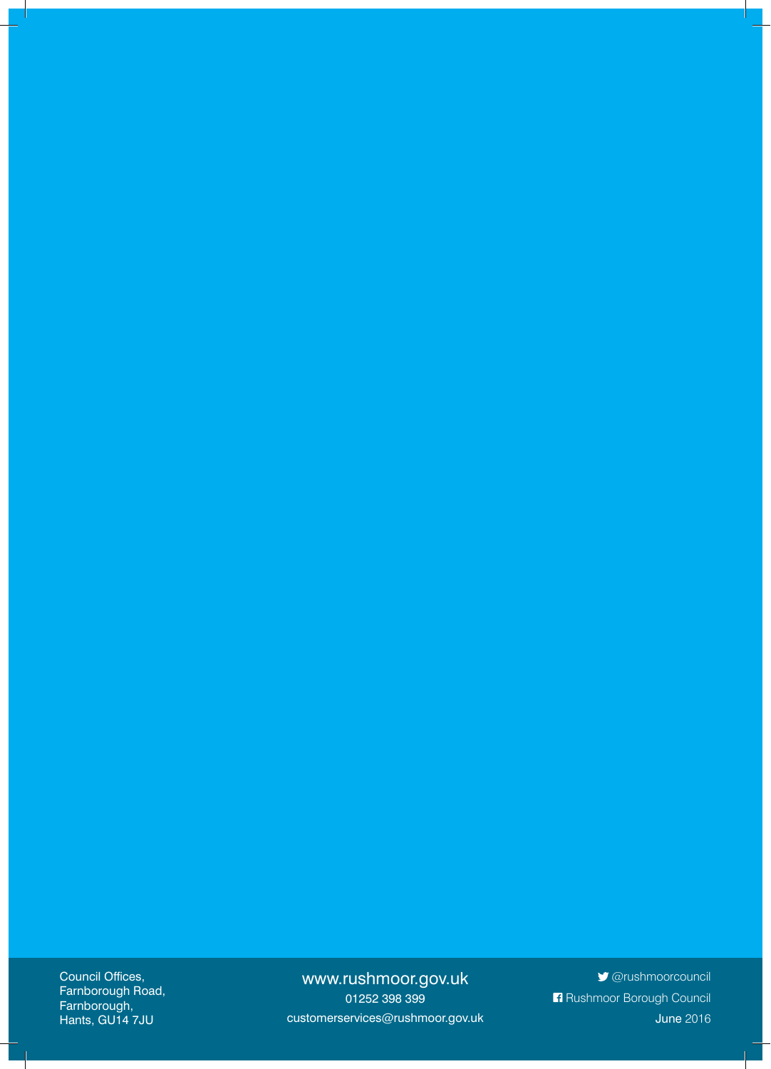Council Offices,
Farnborough Road,
Farnborough,
Hants, GU14 7JU

www.rushmoor.gov.uk
01252 398 399
customerservices@rushmoor.gov.uk

@rushmoorcouncil
Rushmoor Borough Council
June 2016